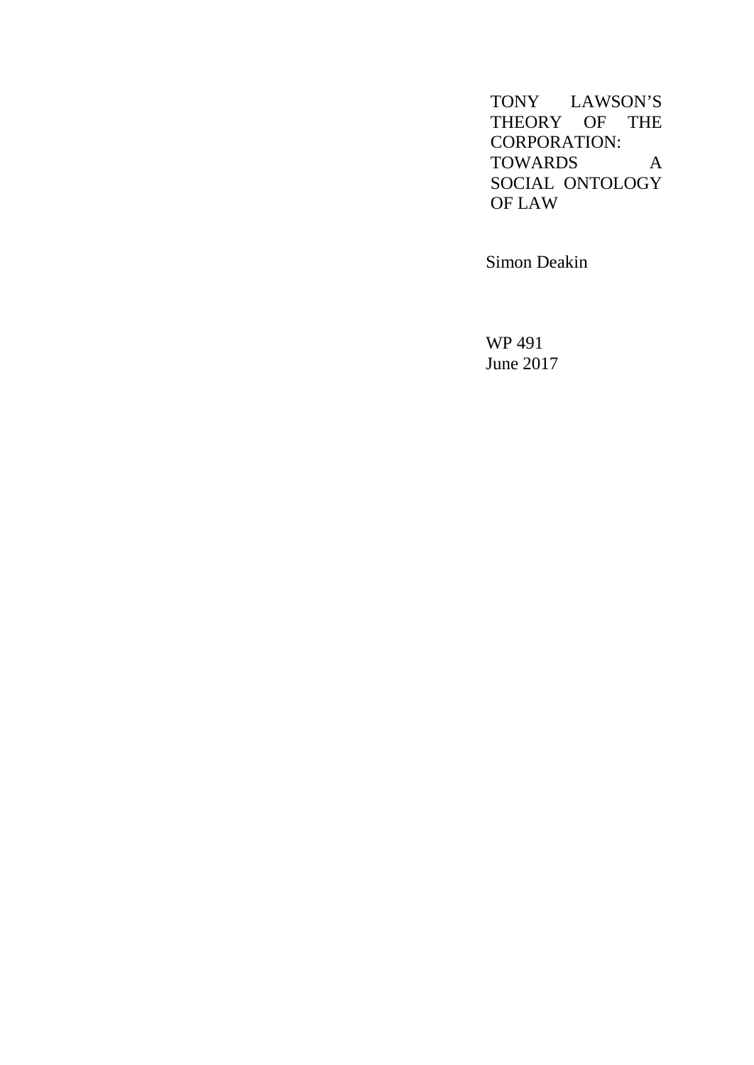# TONY LAWSON'S THEORY OF THE CORPORATION: TOWARDS A SOCIAL ONTOLOGY OF LAW

Simon Deakin

WP 491
June 2017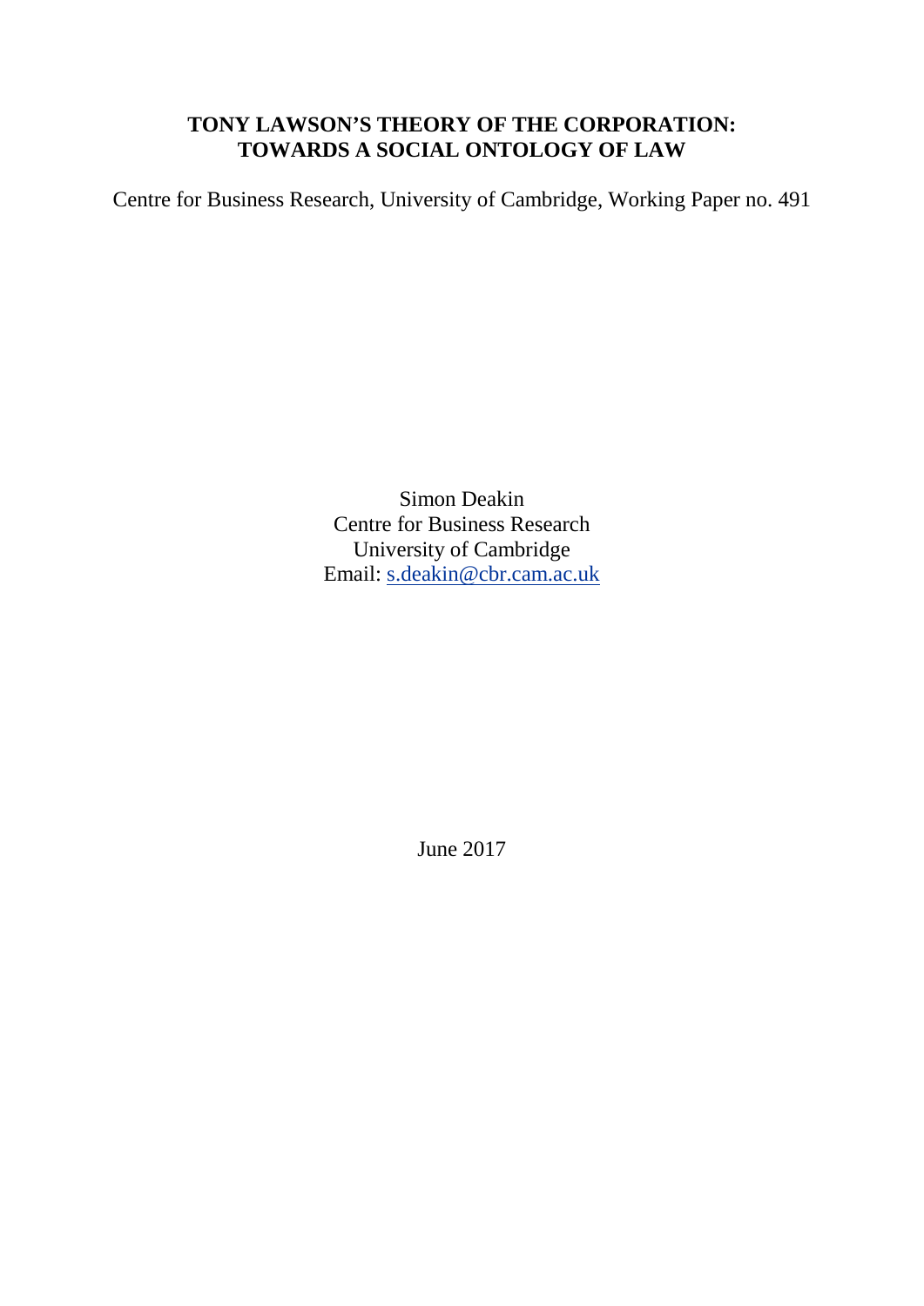# TONY LAWSON'S THEORY OF THE CORPORATION: TOWARDS A SOCIAL ONTOLOGY OF LAW

Centre for Business Research, University of Cambridge, Working Paper no. 491

Simon Deakin
Centre for Business Research
University of Cambridge
Email: s.deakin@cbr.cam.ac.uk

June 2017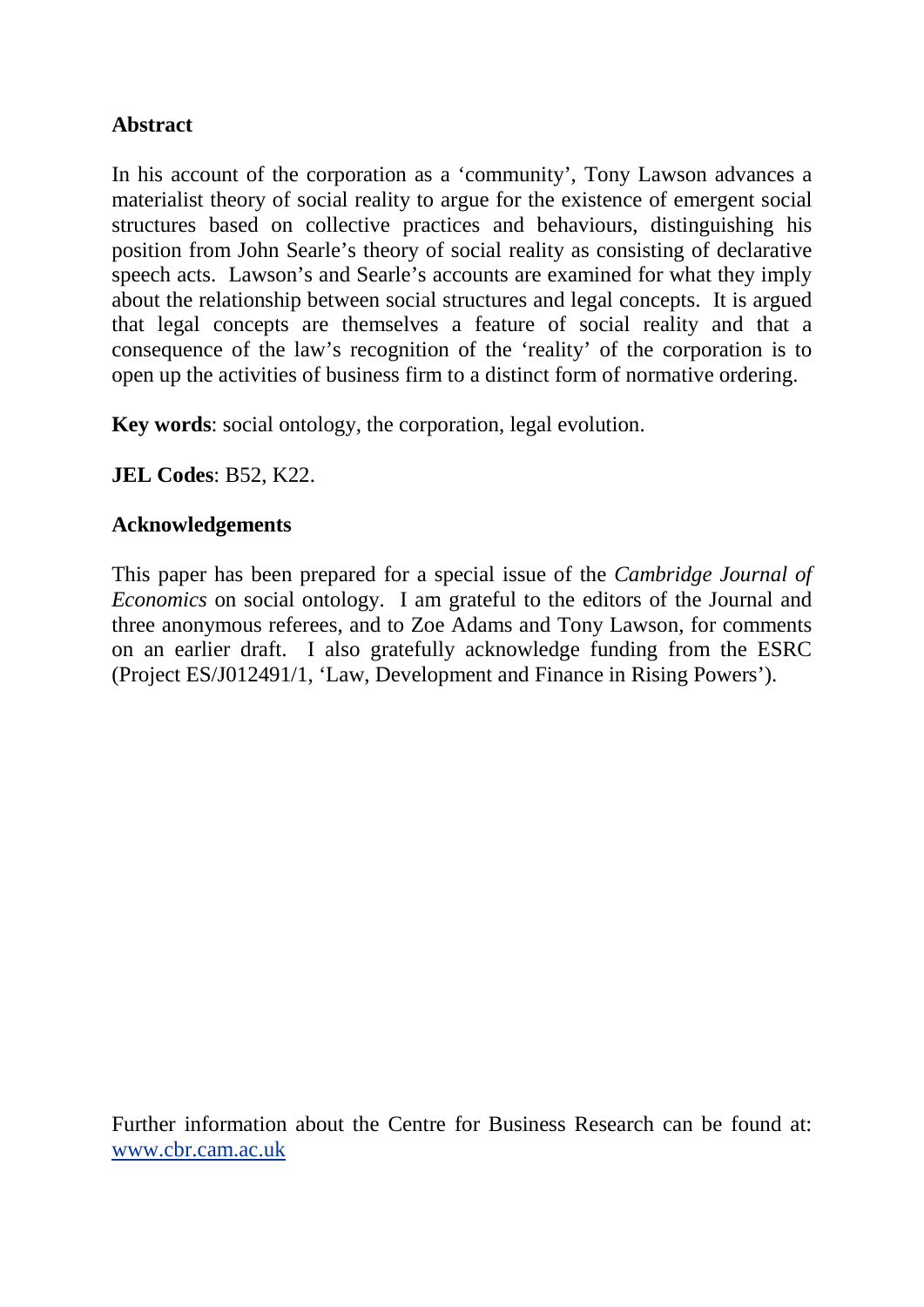**Abstract**

In his account of the corporation as a 'community', Tony Lawson advances a materialist theory of social reality to argue for the existence of emergent social structures based on collective practices and behaviours, distinguishing his position from John Searle's theory of social reality as consisting of declarative speech acts. Lawson's and Searle's accounts are examined for what they imply about the relationship between social structures and legal concepts. It is argued that legal concepts are themselves a feature of social reality and that a consequence of the law's recognition of the 'reality' of the corporation is to open up the activities of business firm to a distinct form of normative ordering.

**Key words**: social ontology, the corporation, legal evolution.

**JEL Codes**: B52, K22.

**Acknowledgements**

This paper has been prepared for a special issue of the *Cambridge Journal of Economics* on social ontology. I am grateful to the editors of the Journal and three anonymous referees, and to Zoe Adams and Tony Lawson, for comments on an earlier draft. I also gratefully acknowledge funding from the ESRC (Project ES/J012491/1, 'Law, Development and Finance in Rising Powers').

Further information about the Centre for Business Research can be found at: www.cbr.cam.ac.uk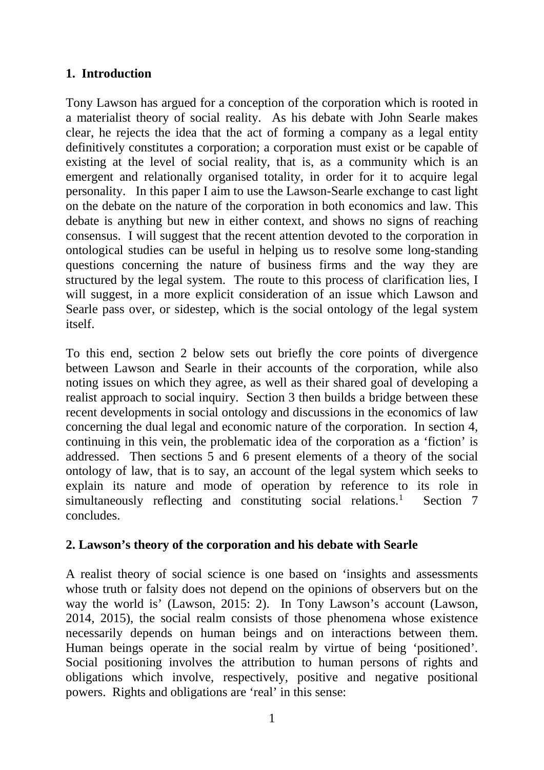## 1. Introduction

Tony Lawson has argued for a conception of the corporation which is rooted in a materialist theory of social reality. As his debate with John Searle makes clear, he rejects the idea that the act of forming a company as a legal entity definitively constitutes a corporation; a corporation must exist or be capable of existing at the level of social reality, that is, as a community which is an emergent and relationally organised totality, in order for it to acquire legal personality. In this paper I aim to use the Lawson-Searle exchange to cast light on the debate on the nature of the corporation in both economics and law. This debate is anything but new in either context, and shows no signs of reaching consensus. I will suggest that the recent attention devoted to the corporation in ontological studies can be useful in helping us to resolve some long-standing questions concerning the nature of business firms and the way they are structured by the legal system. The route to this process of clarification lies, I will suggest, in a more explicit consideration of an issue which Lawson and Searle pass over, or sidestep, which is the social ontology of the legal system itself.

To this end, section 2 below sets out briefly the core points of divergence between Lawson and Searle in their accounts of the corporation, while also noting issues on which they agree, as well as their shared goal of developing a realist approach to social inquiry. Section 3 then builds a bridge between these recent developments in social ontology and discussions in the economics of law concerning the dual legal and economic nature of the corporation. In section 4, continuing in this vein, the problematic idea of the corporation as a 'fiction' is addressed. Then sections 5 and 6 present elements of a theory of the social ontology of law, that is to say, an account of the legal system which seeks to explain its nature and mode of operation by reference to its role in simultaneously reflecting and constituting social relations.[1] Section 7 concludes.

## 2. Lawson's theory of the corporation and his debate with Searle

A realist theory of social science is one based on 'insights and assessments whose truth or falsity does not depend on the opinions of observers but on the way the world is' (Lawson, 2015: 2). In Tony Lawson's account (Lawson, 2014, 2015), the social realm consists of those phenomena whose existence necessarily depends on human beings and on interactions between them. Human beings operate in the social realm by virtue of being 'positioned'. Social positioning involves the attribution to human persons of rights and obligations which involve, respectively, positive and negative positional powers. Rights and obligations are 'real' in this sense: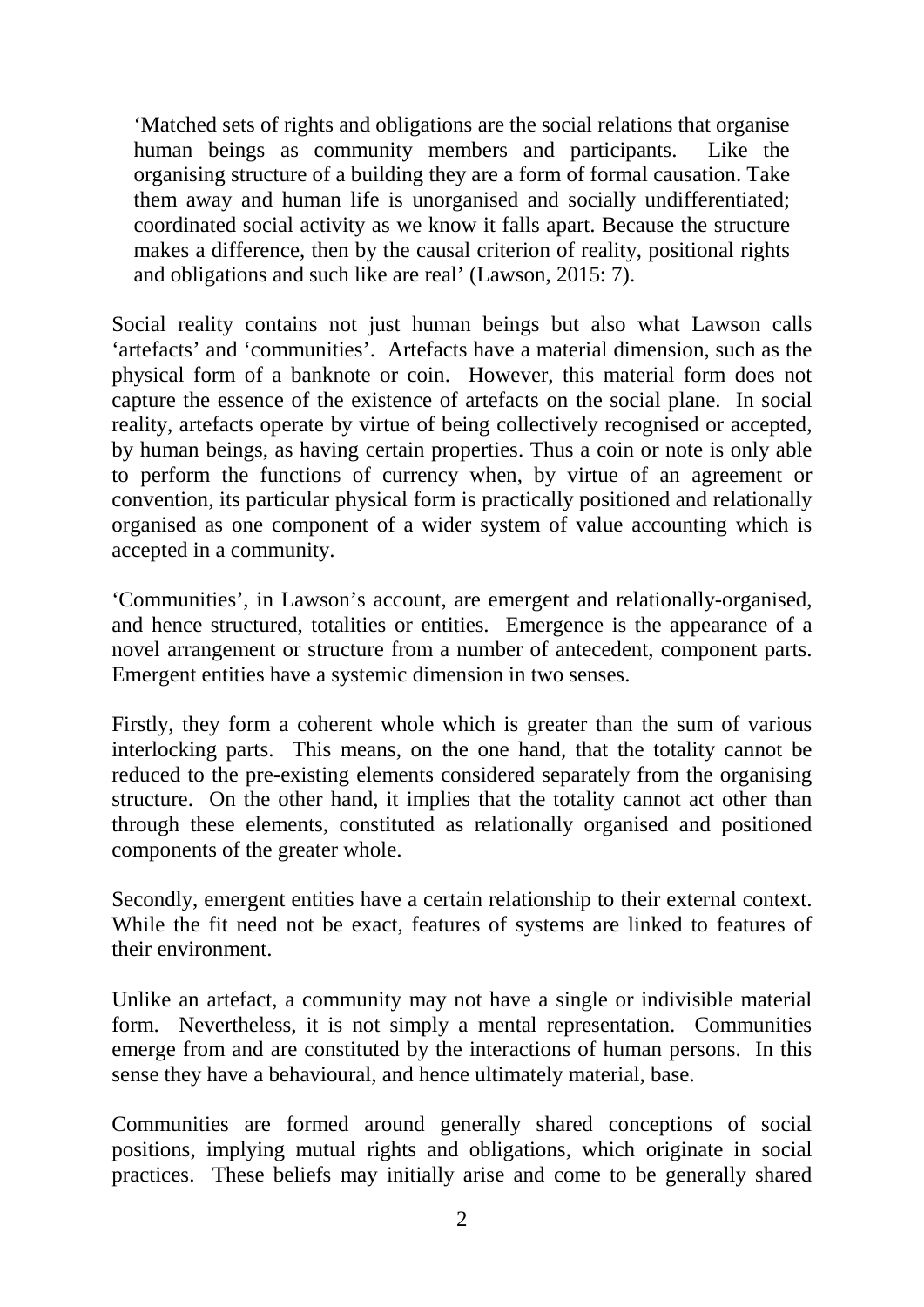> 'Matched sets of rights and obligations are the social relations that organise human beings as community members and participants. Like the organising structure of a building they are a form of formal causation. Take them away and human life is unorganised and socially undifferentiated; coordinated social activity as we know it falls apart. Because the structure makes a difference, then by the causal criterion of reality, positional rights and obligations and such like are real' (Lawson, 2015: 7).

Social reality contains not just human beings but also what Lawson calls 'artefacts' and 'communities'. Artefacts have a material dimension, such as the physical form of a banknote or coin. However, this material form does not capture the essence of the existence of artefacts on the social plane. In social reality, artefacts operate by virtue of being collectively recognised or accepted, by human beings, as having certain properties. Thus a coin or note is only able to perform the functions of currency when, by virtue of an agreement or convention, its particular physical form is practically positioned and relationally organised as one component of a wider system of value accounting which is accepted in a community.

'Communities', in Lawson's account, are emergent and relationally-organised, and hence structured, totalities or entities. Emergence is the appearance of a novel arrangement or structure from a number of antecedent, component parts. Emergent entities have a systemic dimension in two senses.

Firstly, they form a coherent whole which is greater than the sum of various interlocking parts. This means, on the one hand, that the totality cannot be reduced to the pre-existing elements considered separately from the organising structure. On the other hand, it implies that the totality cannot act other than through these elements, constituted as relationally organised and positioned components of the greater whole.

Secondly, emergent entities have a certain relationship to their external context. While the fit need not be exact, features of systems are linked to features of their environment.

Unlike an artefact, a community may not have a single or indivisible material form. Nevertheless, it is not simply a mental representation. Communities emerge from and are constituted by the interactions of human persons. In this sense they have a behavioural, and hence ultimately material, base.

Communities are formed around generally shared conceptions of social positions, implying mutual rights and obligations, which originate in social practices. These beliefs may initially arise and come to be generally shared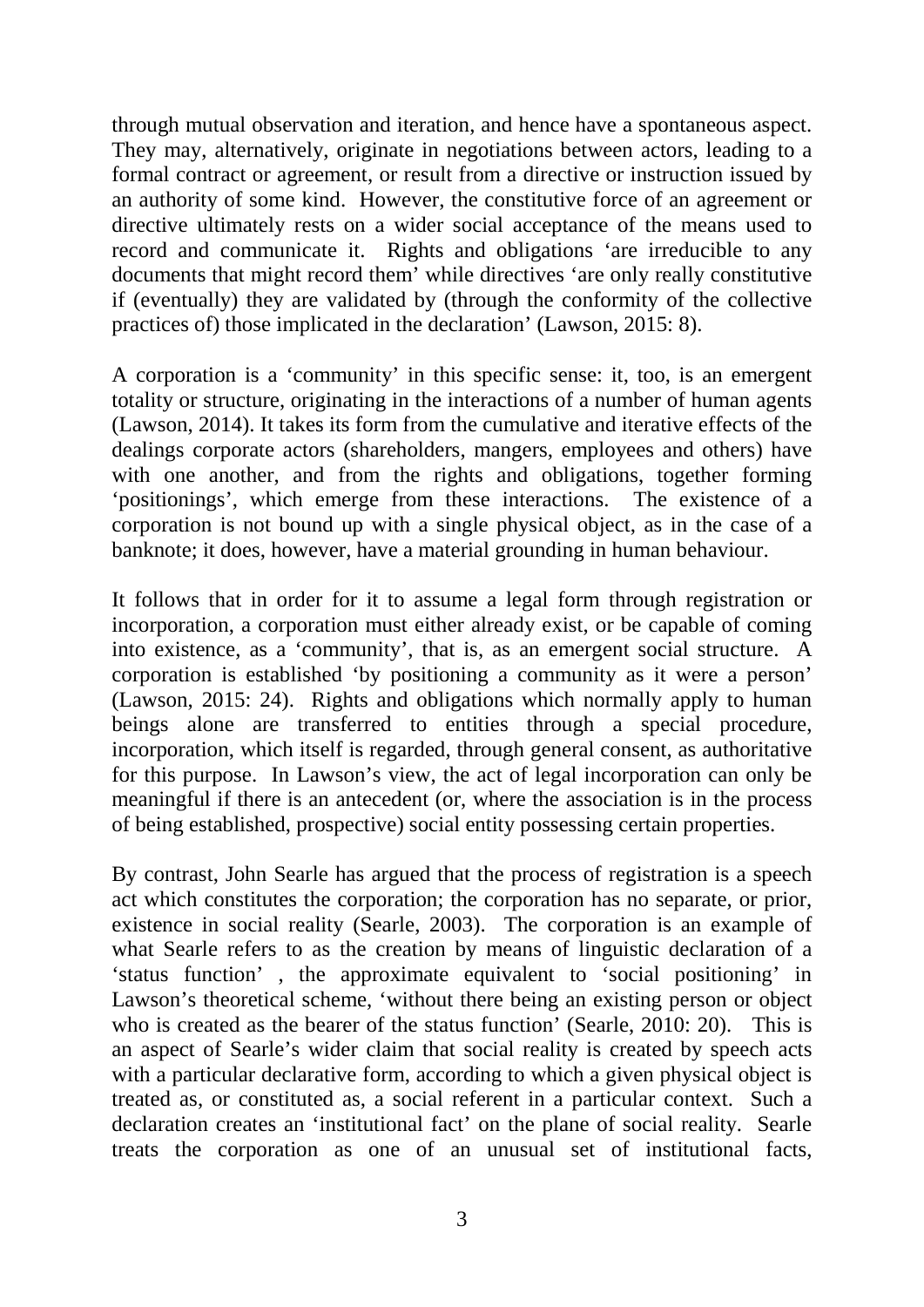through mutual observation and iteration, and hence have a spontaneous aspect. They may, alternatively, originate in negotiations between actors, leading to a formal contract or agreement, or result from a directive or instruction issued by an authority of some kind. However, the constitutive force of an agreement or directive ultimately rests on a wider social acceptance of the means used to record and communicate it. Rights and obligations 'are irreducible to any documents that might record them' while directives 'are only really constitutive if (eventually) they are validated by (through the conformity of the collective practices of) those implicated in the declaration' (Lawson, 2015: 8).

A corporation is a 'community' in this specific sense: it, too, is an emergent totality or structure, originating in the interactions of a number of human agents (Lawson, 2014). It takes its form from the cumulative and iterative effects of the dealings corporate actors (shareholders, mangers, employees and others) have with one another, and from the rights and obligations, together forming 'positionings', which emerge from these interactions. The existence of a corporation is not bound up with a single physical object, as in the case of a banknote; it does, however, have a material grounding in human behaviour.

It follows that in order for it to assume a legal form through registration or incorporation, a corporation must either already exist, or be capable of coming into existence, as a 'community', that is, as an emergent social structure. A corporation is established 'by positioning a community as it were a person' (Lawson, 2015: 24). Rights and obligations which normally apply to human beings alone are transferred to entities through a special procedure, incorporation, which itself is regarded, through general consent, as authoritative for this purpose. In Lawson's view, the act of legal incorporation can only be meaningful if there is an antecedent (or, where the association is in the process of being established, prospective) social entity possessing certain properties.

By contrast, John Searle has argued that the process of registration is a speech act which constitutes the corporation; the corporation has no separate, or prior, existence in social reality (Searle, 2003). The corporation is an example of what Searle refers to as the creation by means of linguistic declaration of a 'status function' , the approximate equivalent to 'social positioning' in Lawson's theoretical scheme, 'without there being an existing person or object who is created as the bearer of the status function' (Searle, 2010: 20). This is an aspect of Searle's wider claim that social reality is created by speech acts with a particular declarative form, according to which a given physical object is treated as, or constituted as, a social referent in a particular context. Such a declaration creates an 'institutional fact' on the plane of social reality. Searle treats the corporation as one of an unusual set of institutional facts,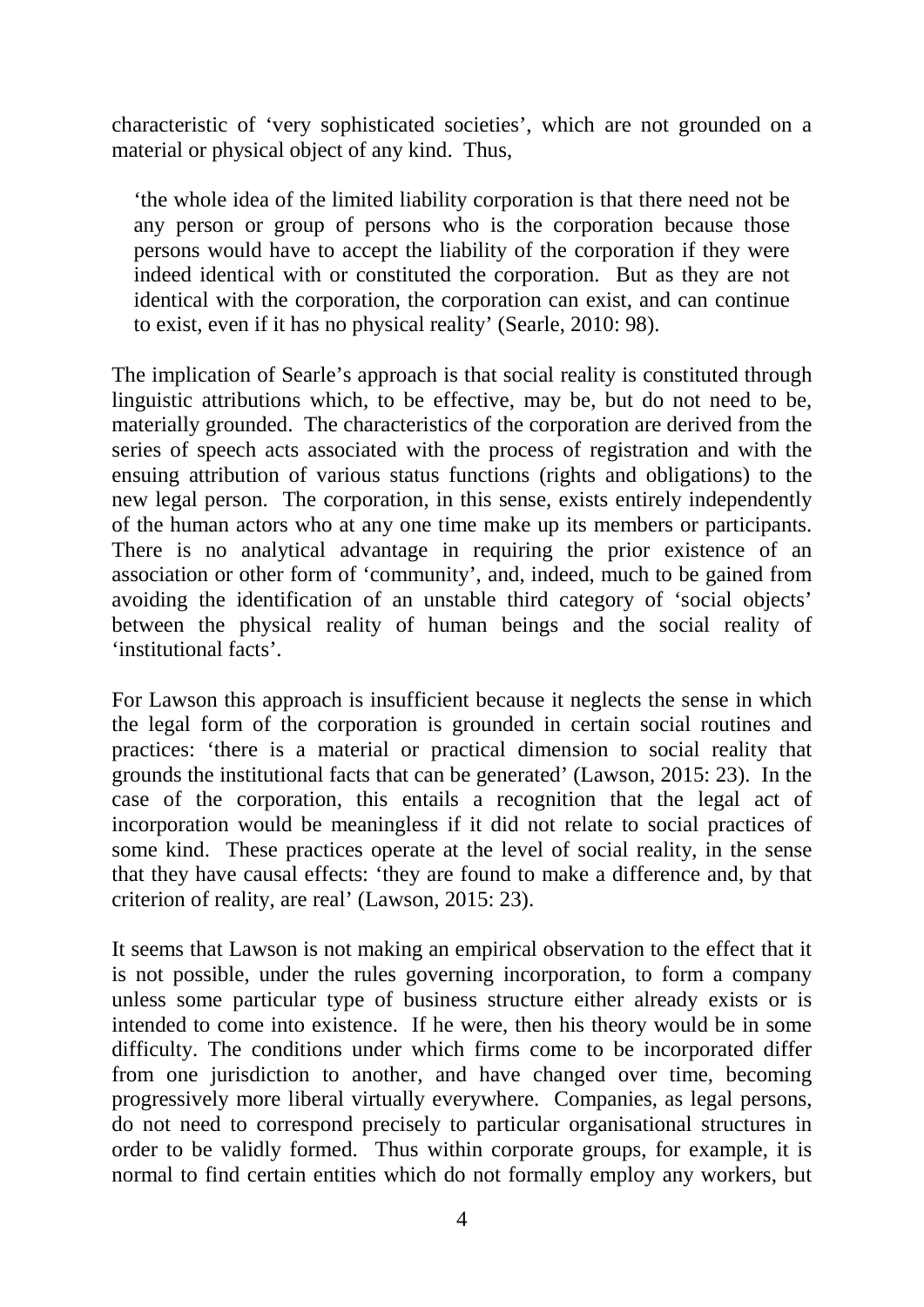characteristic of 'very sophisticated societies', which are not grounded on a material or physical object of any kind. Thus,

> 'the whole idea of the limited liability corporation is that there need not be any person or group of persons who is the corporation because those persons would have to accept the liability of the corporation if they were indeed identical with or constituted the corporation. But as they are not identical with the corporation, the corporation can exist, and can continue to exist, even if it has no physical reality' (Searle, 2010: 98).

The implication of Searle's approach is that social reality is constituted through linguistic attributions which, to be effective, may be, but do not need to be, materially grounded. The characteristics of the corporation are derived from the series of speech acts associated with the process of registration and with the ensuing attribution of various status functions (rights and obligations) to the new legal person. The corporation, in this sense, exists entirely independently of the human actors who at any one time make up its members or participants. There is no analytical advantage in requiring the prior existence of an association or other form of 'community', and, indeed, much to be gained from avoiding the identification of an unstable third category of 'social objects' between the physical reality of human beings and the social reality of 'institutional facts'.

For Lawson this approach is insufficient because it neglects the sense in which the legal form of the corporation is grounded in certain social routines and practices: 'there is a material or practical dimension to social reality that grounds the institutional facts that can be generated' (Lawson, 2015: 23). In the case of the corporation, this entails a recognition that the legal act of incorporation would be meaningless if it did not relate to social practices of some kind. These practices operate at the level of social reality, in the sense that they have causal effects: 'they are found to make a difference and, by that criterion of reality, are real' (Lawson, 2015: 23).

It seems that Lawson is not making an empirical observation to the effect that it is not possible, under the rules governing incorporation, to form a company unless some particular type of business structure either already exists or is intended to come into existence. If he were, then his theory would be in some difficulty. The conditions under which firms come to be incorporated differ from one jurisdiction to another, and have changed over time, becoming progressively more liberal virtually everywhere. Companies, as legal persons, do not need to correspond precisely to particular organisational structures in order to be validly formed. Thus within corporate groups, for example, it is normal to find certain entities which do not formally employ any workers, but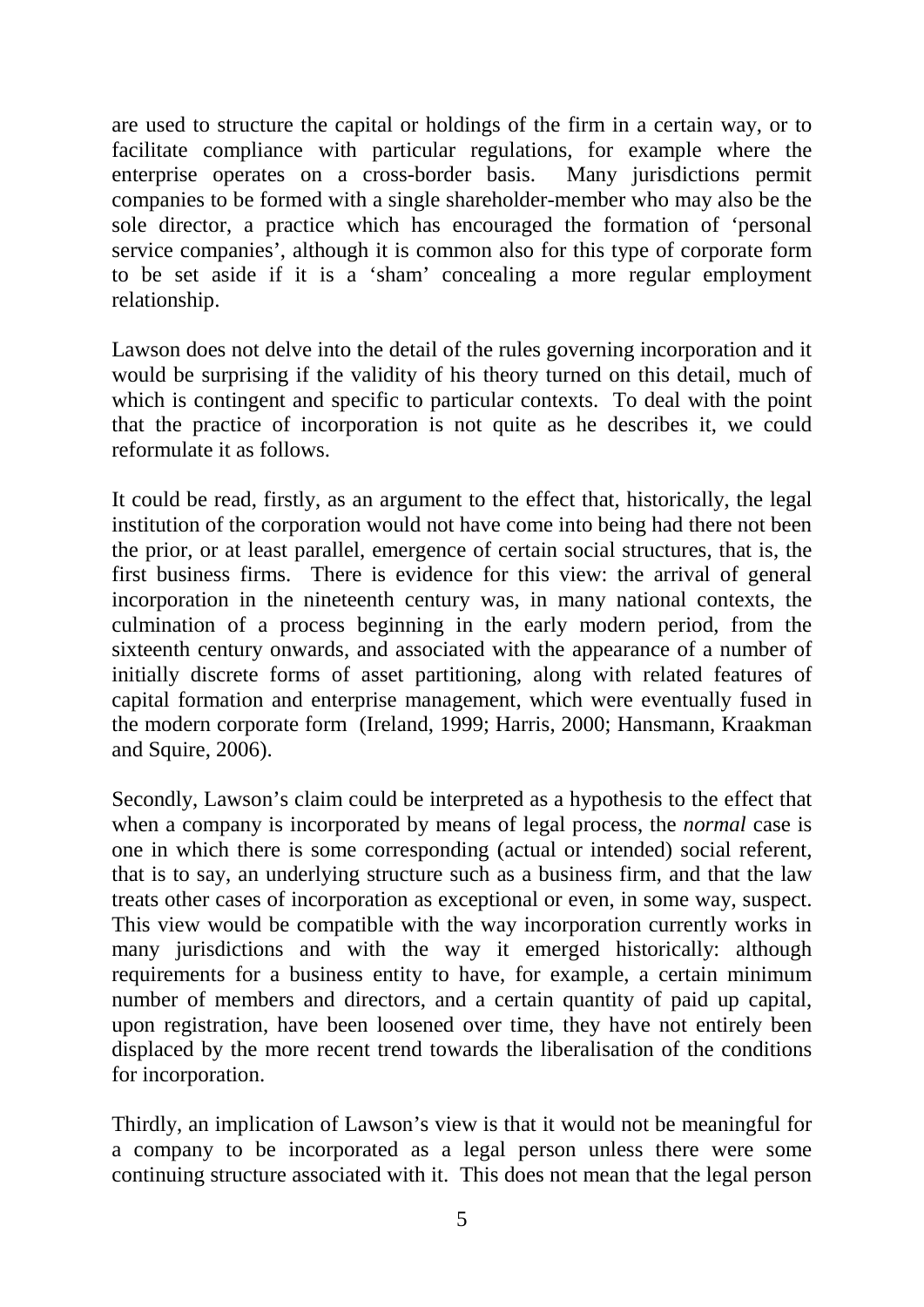are used to structure the capital or holdings of the firm in a certain way, or to facilitate compliance with particular regulations, for example where the enterprise operates on a cross-border basis. Many jurisdictions permit companies to be formed with a single shareholder-member who may also be the sole director, a practice which has encouraged the formation of 'personal service companies', although it is common also for this type of corporate form to be set aside if it is a 'sham' concealing a more regular employment relationship.

Lawson does not delve into the detail of the rules governing incorporation and it would be surprising if the validity of his theory turned on this detail, much of which is contingent and specific to particular contexts. To deal with the point that the practice of incorporation is not quite as he describes it, we could reformulate it as follows.

It could be read, firstly, as an argument to the effect that, historically, the legal institution of the corporation would not have come into being had there not been the prior, or at least parallel, emergence of certain social structures, that is, the first business firms. There is evidence for this view: the arrival of general incorporation in the nineteenth century was, in many national contexts, the culmination of a process beginning in the early modern period, from the sixteenth century onwards, and associated with the appearance of a number of initially discrete forms of asset partitioning, along with related features of capital formation and enterprise management, which were eventually fused in the modern corporate form (Ireland, 1999; Harris, 2000; Hansmann, Kraakman and Squire, 2006).

Secondly, Lawson's claim could be interpreted as a hypothesis to the effect that when a company is incorporated by means of legal process, the *normal* case is one in which there is some corresponding (actual or intended) social referent, that is to say, an underlying structure such as a business firm, and that the law treats other cases of incorporation as exceptional or even, in some way, suspect. This view would be compatible with the way incorporation currently works in many jurisdictions and with the way it emerged historically: although requirements for a business entity to have, for example, a certain minimum number of members and directors, and a certain quantity of paid up capital, upon registration, have been loosened over time, they have not entirely been displaced by the more recent trend towards the liberalisation of the conditions for incorporation.

Thirdly, an implication of Lawson's view is that it would not be meaningful for a company to be incorporated as a legal person unless there were some continuing structure associated with it. This does not mean that the legal person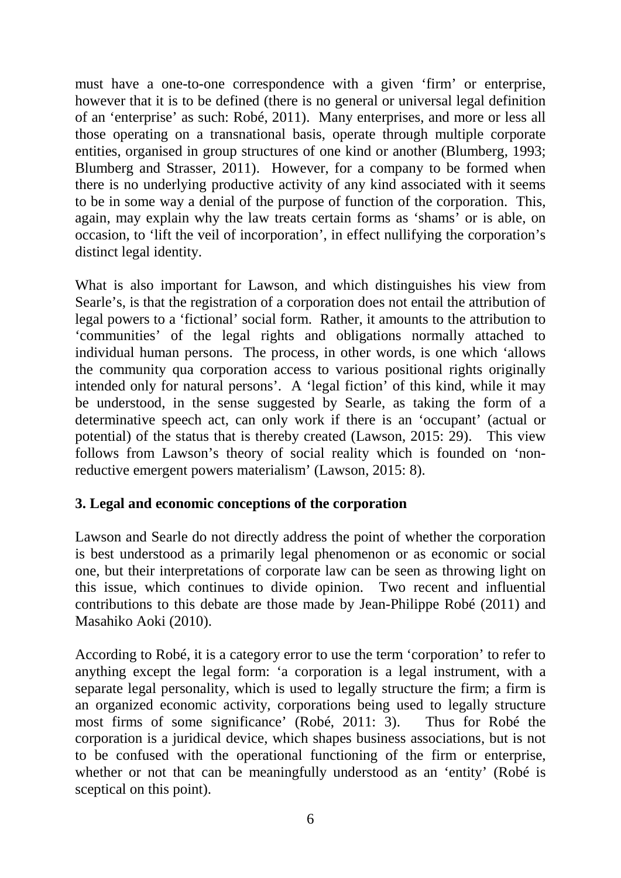must have a one-to-one correspondence with a given 'firm' or enterprise, however that it is to be defined (there is no general or universal legal definition of an 'enterprise' as such: Robé, 2011). Many enterprises, and more or less all those operating on a transnational basis, operate through multiple corporate entities, organised in group structures of one kind or another (Blumberg, 1993; Blumberg and Strasser, 2011). However, for a company to be formed when there is no underlying productive activity of any kind associated with it seems to be in some way a denial of the purpose of function of the corporation. This, again, may explain why the law treats certain forms as 'shams' or is able, on occasion, to 'lift the veil of incorporation', in effect nullifying the corporation's distinct legal identity.

What is also important for Lawson, and which distinguishes his view from Searle's, is that the registration of a corporation does not entail the attribution of legal powers to a 'fictional' social form. Rather, it amounts to the attribution to 'communities' of the legal rights and obligations normally attached to individual human persons. The process, in other words, is one which 'allows the community qua corporation access to various positional rights originally intended only for natural persons'. A 'legal fiction' of this kind, while it may be understood, in the sense suggested by Searle, as taking the form of a determinative speech act, can only work if there is an 'occupant' (actual or potential) of the status that is thereby created (Lawson, 2015: 29). This view follows from Lawson's theory of social reality which is founded on 'non-reductive emergent powers materialism' (Lawson, 2015: 8).

## 3. Legal and economic conceptions of the corporation

Lawson and Searle do not directly address the point of whether the corporation is best understood as a primarily legal phenomenon or as economic or social one, but their interpretations of corporate law can be seen as throwing light on this issue, which continues to divide opinion. Two recent and influential contributions to this debate are those made by Jean-Philippe Robé (2011) and Masahiko Aoki (2010).

According to Robé, it is a category error to use the term 'corporation' to refer to anything except the legal form: 'a corporation is a legal instrument, with a separate legal personality, which is used to legally structure the firm; a firm is an organized economic activity, corporations being used to legally structure most firms of some significance' (Robé, 2011: 3). Thus for Robé the corporation is a juridical device, which shapes business associations, but is not to be confused with the operational functioning of the firm or enterprise, whether or not that can be meaningfully understood as an 'entity' (Robé is sceptical on this point).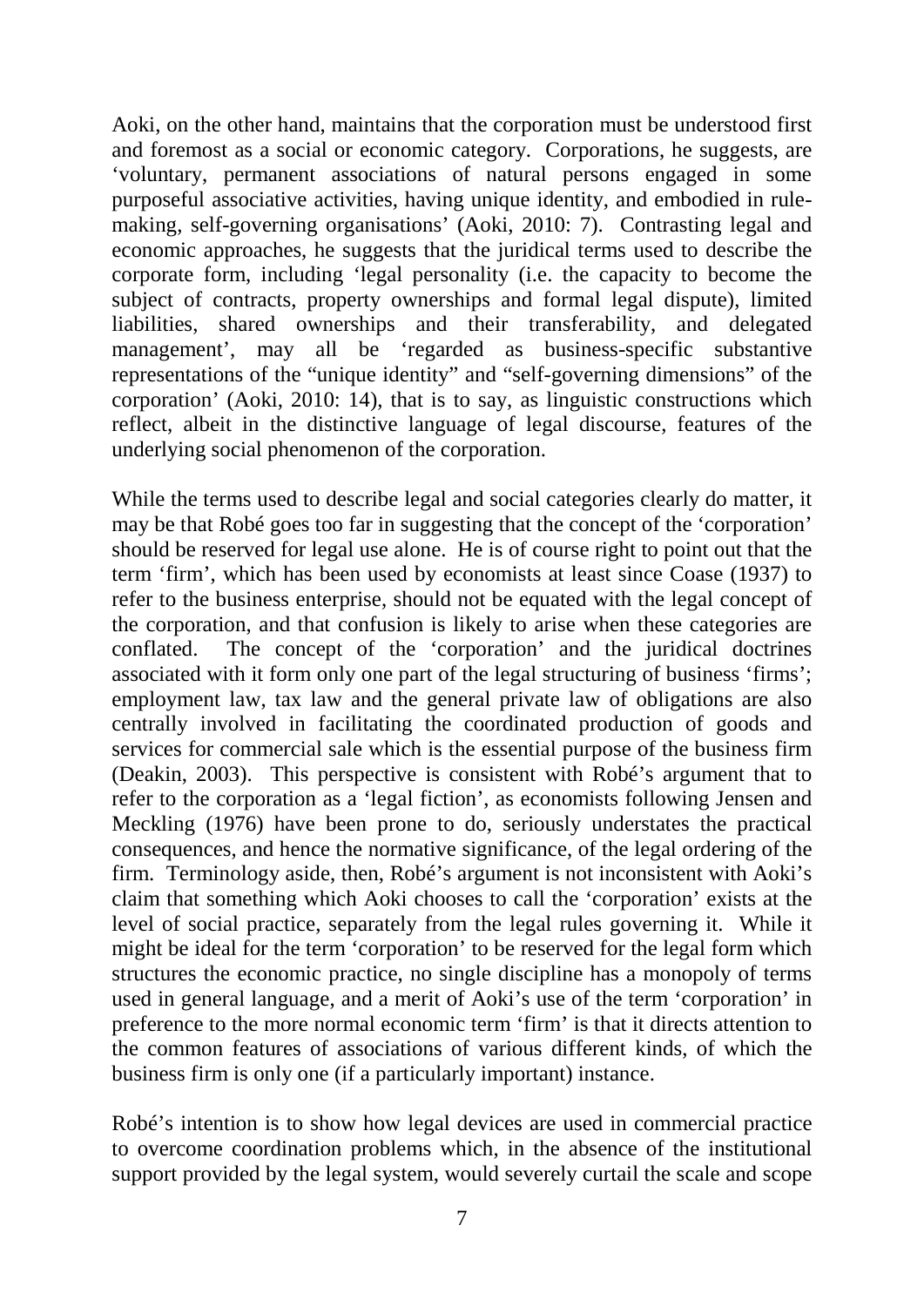Aoki, on the other hand, maintains that the corporation must be understood first and foremost as a social or economic category. Corporations, he suggests, are 'voluntary, permanent associations of natural persons engaged in some purposeful associative activities, having unique identity, and embodied in rule-making, self-governing organisations' (Aoki, 2010: 7). Contrasting legal and economic approaches, he suggests that the juridical terms used to describe the corporate form, including 'legal personality (i.e. the capacity to become the subject of contracts, property ownerships and formal legal dispute), limited liabilities, shared ownerships and their transferability, and delegated management', may all be 'regarded as business-specific substantive representations of the "unique identity" and "self-governing dimensions" of the corporation' (Aoki, 2010: 14), that is to say, as linguistic constructions which reflect, albeit in the distinctive language of legal discourse, features of the underlying social phenomenon of the corporation.

While the terms used to describe legal and social categories clearly do matter, it may be that Robé goes too far in suggesting that the concept of the 'corporation' should be reserved for legal use alone. He is of course right to point out that the term 'firm', which has been used by economists at least since Coase (1937) to refer to the business enterprise, should not be equated with the legal concept of the corporation, and that confusion is likely to arise when these categories are conflated. The concept of the 'corporation' and the juridical doctrines associated with it form only one part of the legal structuring of business 'firms'; employment law, tax law and the general private law of obligations are also centrally involved in facilitating the coordinated production of goods and services for commercial sale which is the essential purpose of the business firm (Deakin, 2003). This perspective is consistent with Robé's argument that to refer to the corporation as a 'legal fiction', as economists following Jensen and Meckling (1976) have been prone to do, seriously understates the practical consequences, and hence the normative significance, of the legal ordering of the firm. Terminology aside, then, Robé's argument is not inconsistent with Aoki's claim that something which Aoki chooses to call the 'corporation' exists at the level of social practice, separately from the legal rules governing it. While it might be ideal for the term 'corporation' to be reserved for the legal form which structures the economic practice, no single discipline has a monopoly of terms used in general language, and a merit of Aoki's use of the term 'corporation' in preference to the more normal economic term 'firm' is that it directs attention to the common features of associations of various different kinds, of which the business firm is only one (if a particularly important) instance.

Robé's intention is to show how legal devices are used in commercial practice to overcome coordination problems which, in the absence of the institutional support provided by the legal system, would severely curtail the scale and scope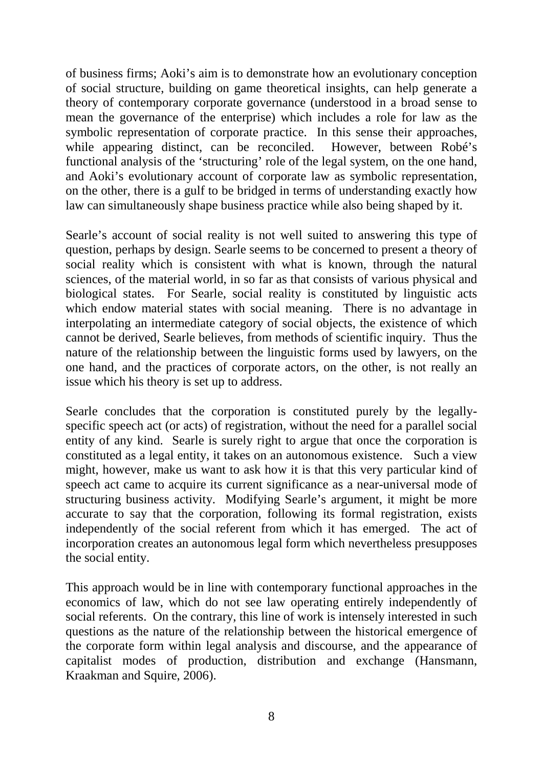of business firms; Aoki's aim is to demonstrate how an evolutionary conception of social structure, building on game theoretical insights, can help generate a theory of contemporary corporate governance (understood in a broad sense to mean the governance of the enterprise) which includes a role for law as the symbolic representation of corporate practice. In this sense their approaches, while appearing distinct, can be reconciled. However, between Robé's functional analysis of the 'structuring' role of the legal system, on the one hand, and Aoki's evolutionary account of corporate law as symbolic representation, on the other, there is a gulf to be bridged in terms of understanding exactly how law can simultaneously shape business practice while also being shaped by it.

Searle's account of social reality is not well suited to answering this type of question, perhaps by design. Searle seems to be concerned to present a theory of social reality which is consistent with what is known, through the natural sciences, of the material world, in so far as that consists of various physical and biological states. For Searle, social reality is constituted by linguistic acts which endow material states with social meaning. There is no advantage in interpolating an intermediate category of social objects, the existence of which cannot be derived, Searle believes, from methods of scientific inquiry. Thus the nature of the relationship between the linguistic forms used by lawyers, on the one hand, and the practices of corporate actors, on the other, is not really an issue which his theory is set up to address.

Searle concludes that the corporation is constituted purely by the legally-specific speech act (or acts) of registration, without the need for a parallel social entity of any kind. Searle is surely right to argue that once the corporation is constituted as a legal entity, it takes on an autonomous existence. Such a view might, however, make us want to ask how it is that this very particular kind of speech act came to acquire its current significance as a near-universal mode of structuring business activity. Modifying Searle's argument, it might be more accurate to say that the corporation, following its formal registration, exists independently of the social referent from which it has emerged. The act of incorporation creates an autonomous legal form which nevertheless presupposes the social entity.

This approach would be in line with contemporary functional approaches in the economics of law, which do not see law operating entirely independently of social referents. On the contrary, this line of work is intensely interested in such questions as the nature of the relationship between the historical emergence of the corporate form within legal analysis and discourse, and the appearance of capitalist modes of production, distribution and exchange (Hansmann, Kraakman and Squire, 2006).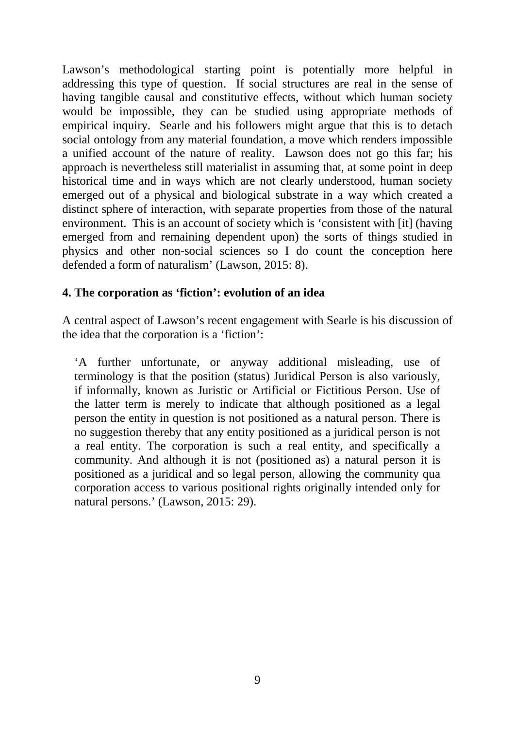Lawson's methodological starting point is potentially more helpful in addressing this type of question. If social structures are real in the sense of having tangible causal and constitutive effects, without which human society would be impossible, they can be studied using appropriate methods of empirical inquiry. Searle and his followers might argue that this is to detach social ontology from any material foundation, a move which renders impossible a unified account of the nature of reality. Lawson does not go this far; his approach is nevertheless still materialist in assuming that, at some point in deep historical time and in ways which are not clearly understood, human society emerged out of a physical and biological substrate in a way which created a distinct sphere of interaction, with separate properties from those of the natural environment. This is an account of society which is 'consistent with [it] (having emerged from and remaining dependent upon) the sorts of things studied in physics and other non-social sciences so I do count the conception here defended a form of naturalism' (Lawson, 2015: 8).

### 4. The corporation as 'fiction': evolution of an idea

A central aspect of Lawson's recent engagement with Searle is his discussion of the idea that the corporation is a 'fiction':

> 'A further unfortunate, or anyway additional misleading, use of terminology is that the position (status) Juridical Person is also variously, if informally, known as Juristic or Artificial or Fictitious Person. Use of the latter term is merely to indicate that although positioned as a legal person the entity in question is not positioned as a natural person. There is no suggestion thereby that any entity positioned as a juridical person is not a real entity. The corporation is such a real entity, and specifically a community. And although it is not (positioned as) a natural person it is positioned as a juridical and so legal person, allowing the community qua corporation access to various positional rights originally intended only for natural persons.' (Lawson, 2015: 29).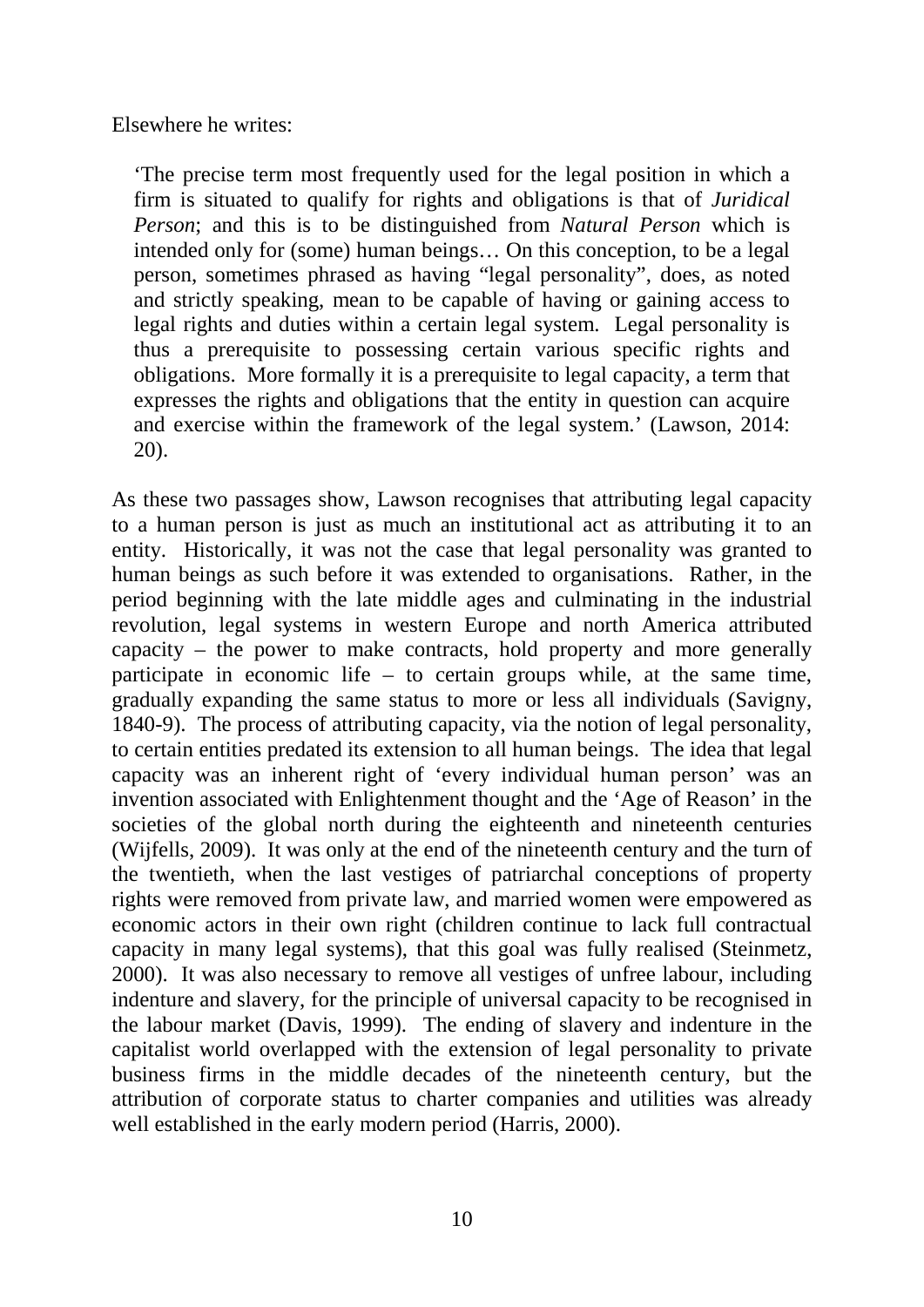Elsewhere he writes:

> 'The precise term most frequently used for the legal position in which a firm is situated to qualify for rights and obligations is that of *Juridical Person*; and this is to be distinguished from *Natural Person* which is intended only for (some) human beings… On this conception, to be a legal person, sometimes phrased as having "legal personality", does, as noted and strictly speaking, mean to be capable of having or gaining access to legal rights and duties within a certain legal system. Legal personality is thus a prerequisite to possessing certain various specific rights and obligations. More formally it is a prerequisite to legal capacity, a term that expresses the rights and obligations that the entity in question can acquire and exercise within the framework of the legal system.' (Lawson, 2014: 20).

As these two passages show, Lawson recognises that attributing legal capacity to a human person is just as much an institutional act as attributing it to an entity. Historically, it was not the case that legal personality was granted to human beings as such before it was extended to organisations. Rather, in the period beginning with the late middle ages and culminating in the industrial revolution, legal systems in western Europe and north America attributed capacity – the power to make contracts, hold property and more generally participate in economic life – to certain groups while, at the same time, gradually expanding the same status to more or less all individuals (Savigny, 1840-9). The process of attributing capacity, via the notion of legal personality, to certain entities predated its extension to all human beings. The idea that legal capacity was an inherent right of 'every individual human person' was an invention associated with Enlightenment thought and the 'Age of Reason' in the societies of the global north during the eighteenth and nineteenth centuries (Wijfells, 2009). It was only at the end of the nineteenth century and the turn of the twentieth, when the last vestiges of patriarchal conceptions of property rights were removed from private law, and married women were empowered as economic actors in their own right (children continue to lack full contractual capacity in many legal systems), that this goal was fully realised (Steinmetz, 2000). It was also necessary to remove all vestiges of unfree labour, including indenture and slavery, for the principle of universal capacity to be recognised in the labour market (Davis, 1999). The ending of slavery and indenture in the capitalist world overlapped with the extension of legal personality to private business firms in the middle decades of the nineteenth century, but the attribution of corporate status to charter companies and utilities was already well established in the early modern period (Harris, 2000).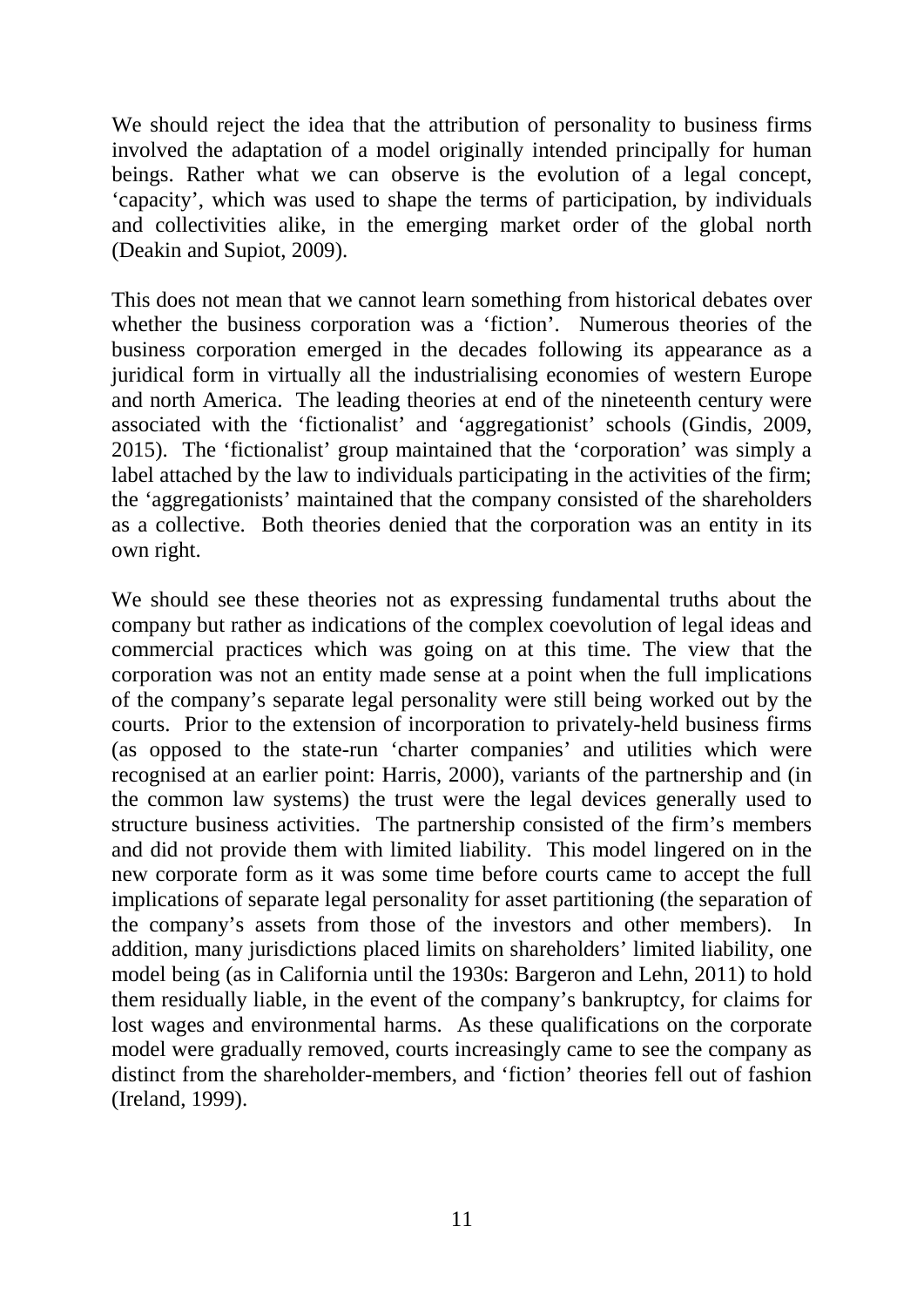We should reject the idea that the attribution of personality to business firms involved the adaptation of a model originally intended principally for human beings. Rather what we can observe is the evolution of a legal concept, 'capacity', which was used to shape the terms of participation, by individuals and collectivities alike, in the emerging market order of the global north (Deakin and Supiot, 2009).

This does not mean that we cannot learn something from historical debates over whether the business corporation was a 'fiction'. Numerous theories of the business corporation emerged in the decades following its appearance as a juridical form in virtually all the industrialising economies of western Europe and north America. The leading theories at end of the nineteenth century were associated with the 'fictionalist' and 'aggregationist' schools (Gindis, 2009, 2015). The 'fictionalist' group maintained that the 'corporation' was simply a label attached by the law to individuals participating in the activities of the firm; the 'aggregationists' maintained that the company consisted of the shareholders as a collective. Both theories denied that the corporation was an entity in its own right.

We should see these theories not as expressing fundamental truths about the company but rather as indications of the complex coevolution of legal ideas and commercial practices which was going on at this time. The view that the corporation was not an entity made sense at a point when the full implications of the company's separate legal personality were still being worked out by the courts. Prior to the extension of incorporation to privately-held business firms (as opposed to the state-run 'charter companies' and utilities which were recognised at an earlier point: Harris, 2000), variants of the partnership and (in the common law systems) the trust were the legal devices generally used to structure business activities. The partnership consisted of the firm's members and did not provide them with limited liability. This model lingered on in the new corporate form as it was some time before courts came to accept the full implications of separate legal personality for asset partitioning (the separation of the company's assets from those of the investors and other members). In addition, many jurisdictions placed limits on shareholders' limited liability, one model being (as in California until the 1930s: Bargeron and Lehn, 2011) to hold them residually liable, in the event of the company's bankruptcy, for claims for lost wages and environmental harms. As these qualifications on the corporate model were gradually removed, courts increasingly came to see the company as distinct from the shareholder-members, and 'fiction' theories fell out of fashion (Ireland, 1999).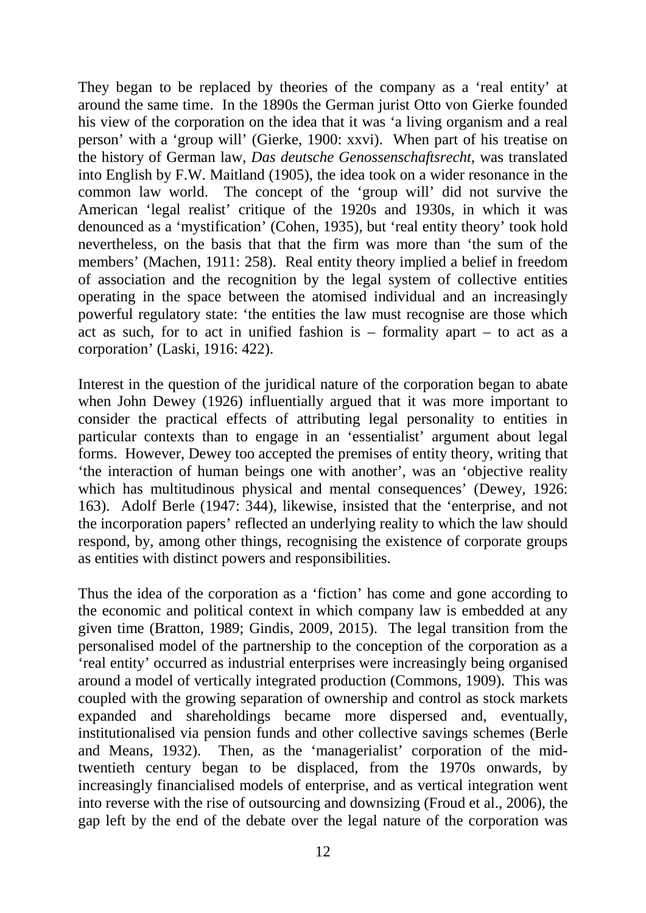They began to be replaced by theories of the company as a 'real entity' at around the same time. In the 1890s the German jurist Otto von Gierke founded his view of the corporation on the idea that it was 'a living organism and a real person' with a 'group will' (Gierke, 1900: xxvi). When part of his treatise on the history of German law, *Das deutsche Genossenschaftsrecht*, was translated into English by F.W. Maitland (1905), the idea took on a wider resonance in the common law world. The concept of the 'group will' did not survive the American 'legal realist' critique of the 1920s and 1930s, in which it was denounced as a 'mystification' (Cohen, 1935), but 'real entity theory' took hold nevertheless, on the basis that that the firm was more than 'the sum of the members' (Machen, 1911: 258). Real entity theory implied a belief in freedom of association and the recognition by the legal system of collective entities operating in the space between the atomised individual and an increasingly powerful regulatory state: 'the entities the law must recognise are those which act as such, for to act in unified fashion is – formality apart – to act as a corporation' (Laski, 1916: 422).

Interest in the question of the juridical nature of the corporation began to abate when John Dewey (1926) influentially argued that it was more important to consider the practical effects of attributing legal personality to entities in particular contexts than to engage in an 'essentialist' argument about legal forms. However, Dewey too accepted the premises of entity theory, writing that 'the interaction of human beings one with another', was an 'objective reality which has multitudinous physical and mental consequences' (Dewey, 1926: 163). Adolf Berle (1947: 344), likewise, insisted that the 'enterprise, and not the incorporation papers' reflected an underlying reality to which the law should respond, by, among other things, recognising the existence of corporate groups as entities with distinct powers and responsibilities.

Thus the idea of the corporation as a 'fiction' has come and gone according to the economic and political context in which company law is embedded at any given time (Bratton, 1989; Gindis, 2009, 2015). The legal transition from the personalised model of the partnership to the conception of the corporation as a 'real entity' occurred as industrial enterprises were increasingly being organised around a model of vertically integrated production (Commons, 1909). This was coupled with the growing separation of ownership and control as stock markets expanded and shareholdings became more dispersed and, eventually, institutionalised via pension funds and other collective savings schemes (Berle and Means, 1932). Then, as the 'managerialist' corporation of the mid-twentieth century began to be displaced, from the 1970s onwards, by increasingly financialised models of enterprise, and as vertical integration went into reverse with the rise of outsourcing and downsizing (Froud et al., 2006), the gap left by the end of the debate over the legal nature of the corporation was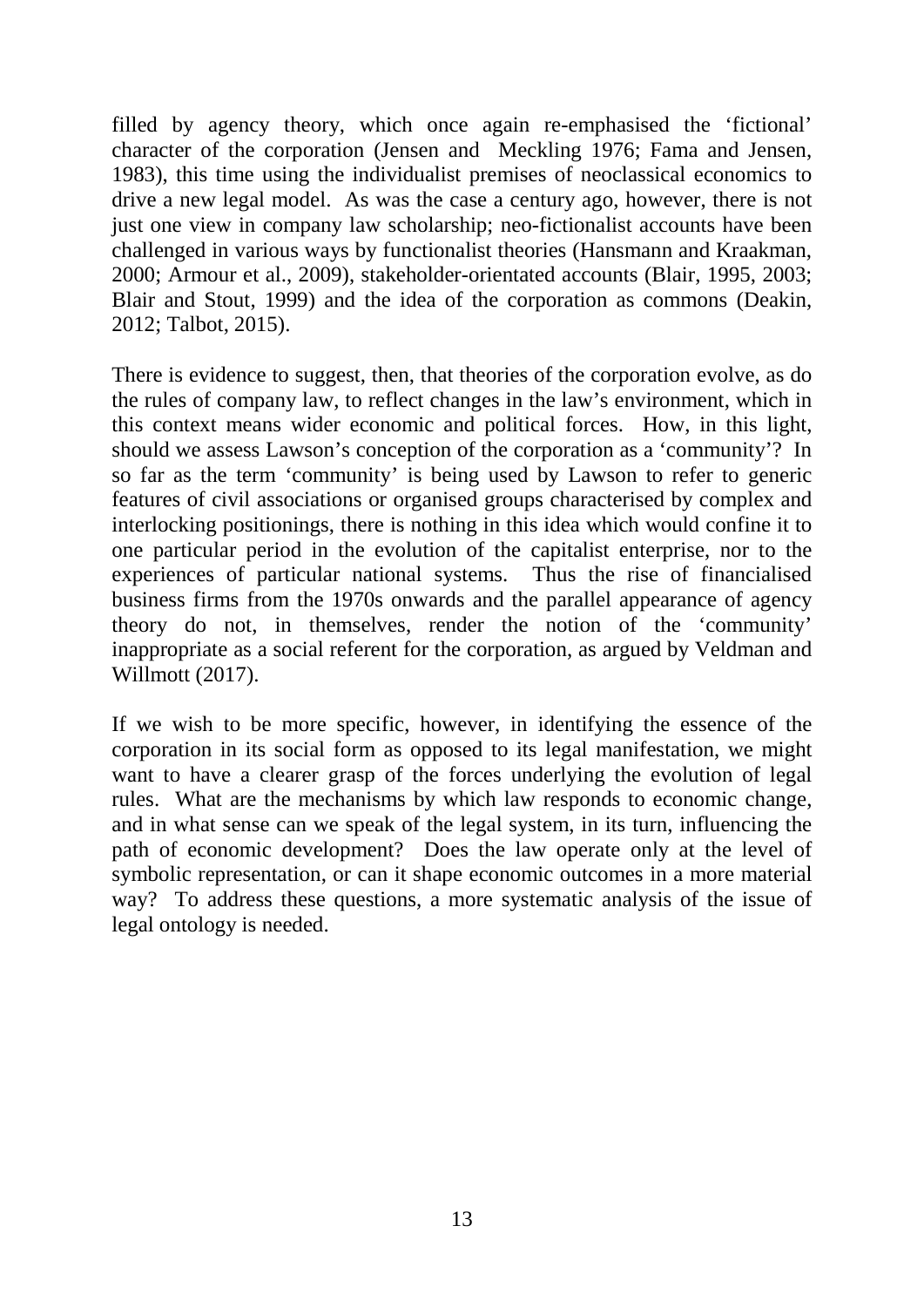filled by agency theory, which once again re-emphasised the 'fictional' character of the corporation (Jensen and Meckling 1976; Fama and Jensen, 1983), this time using the individualist premises of neoclassical economics to drive a new legal model. As was the case a century ago, however, there is not just one view in company law scholarship; neo-fictionalist accounts have been challenged in various ways by functionalist theories (Hansmann and Kraakman, 2000; Armour et al., 2009), stakeholder-orientated accounts (Blair, 1995, 2003; Blair and Stout, 1999) and the idea of the corporation as commons (Deakin, 2012; Talbot, 2015).

There is evidence to suggest, then, that theories of the corporation evolve, as do the rules of company law, to reflect changes in the law's environment, which in this context means wider economic and political forces. How, in this light, should we assess Lawson's conception of the corporation as a 'community'? In so far as the term 'community' is being used by Lawson to refer to generic features of civil associations or organised groups characterised by complex and interlocking positionings, there is nothing in this idea which would confine it to one particular period in the evolution of the capitalist enterprise, nor to the experiences of particular national systems. Thus the rise of financialised business firms from the 1970s onwards and the parallel appearance of agency theory do not, in themselves, render the notion of the 'community' inappropriate as a social referent for the corporation, as argued by Veldman and Willmott (2017).

If we wish to be more specific, however, in identifying the essence of the corporation in its social form as opposed to its legal manifestation, we might want to have a clearer grasp of the forces underlying the evolution of legal rules. What are the mechanisms by which law responds to economic change, and in what sense can we speak of the legal system, in its turn, influencing the path of economic development? Does the law operate only at the level of symbolic representation, or can it shape economic outcomes in a more material way? To address these questions, a more systematic analysis of the issue of legal ontology is needed.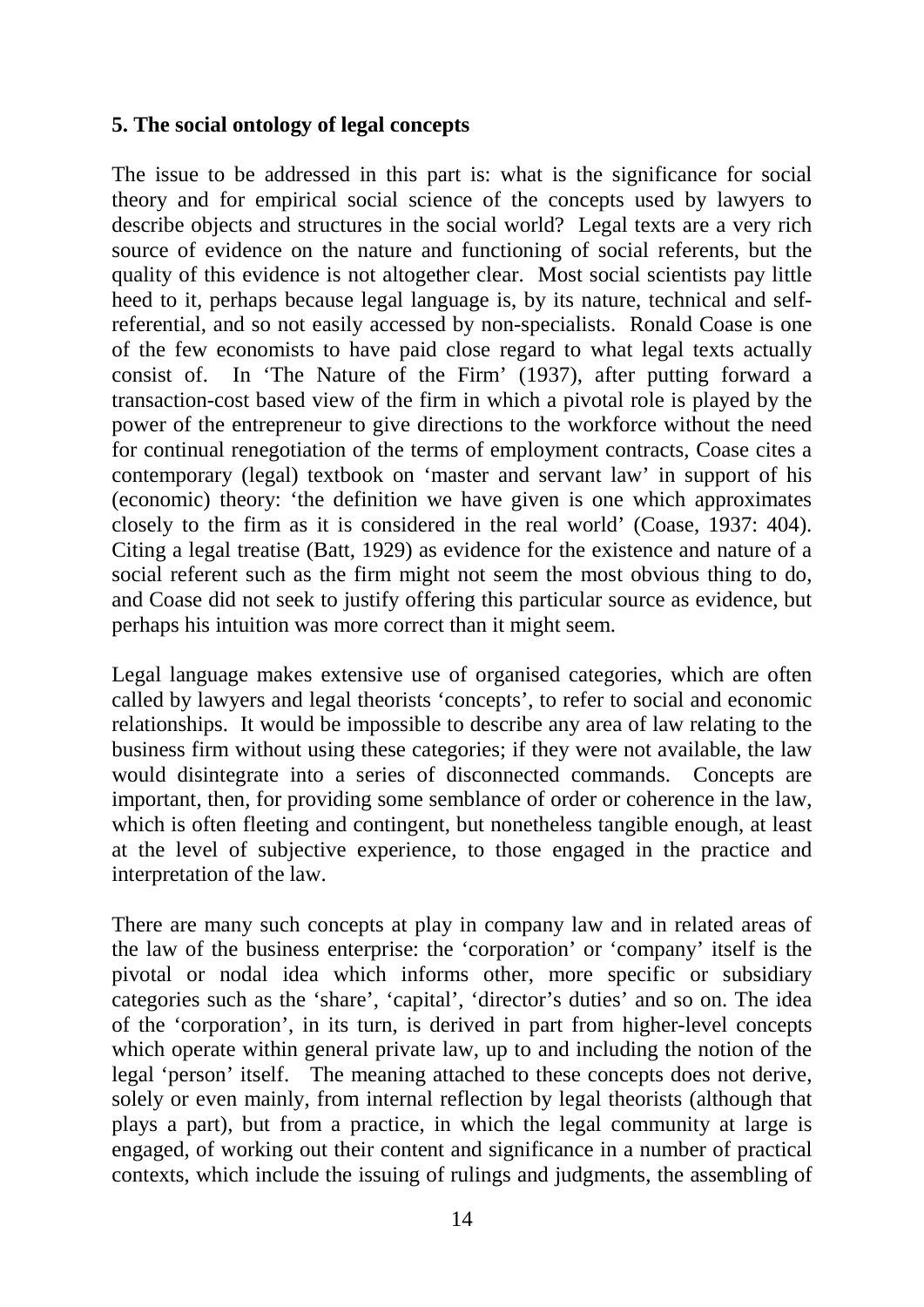**5. The social ontology of legal concepts**

The issue to be addressed in this part is: what is the significance for social theory and for empirical social science of the concepts used by lawyers to describe objects and structures in the social world? Legal texts are a very rich source of evidence on the nature and functioning of social referents, but the quality of this evidence is not altogether clear. Most social scientists pay little heed to it, perhaps because legal language is, by its nature, technical and self-referential, and so not easily accessed by non-specialists. Ronald Coase is one of the few economists to have paid close regard to what legal texts actually consist of. In 'The Nature of the Firm' (1937), after putting forward a transaction-cost based view of the firm in which a pivotal role is played by the power of the entrepreneur to give directions to the workforce without the need for continual renegotiation of the terms of employment contracts, Coase cites a contemporary (legal) textbook on 'master and servant law' in support of his (economic) theory: 'the definition we have given is one which approximates closely to the firm as it is considered in the real world' (Coase, 1937: 404). Citing a legal treatise (Batt, 1929) as evidence for the existence and nature of a social referent such as the firm might not seem the most obvious thing to do, and Coase did not seek to justify offering this particular source as evidence, but perhaps his intuition was more correct than it might seem.

Legal language makes extensive use of organised categories, which are often called by lawyers and legal theorists 'concepts', to refer to social and economic relationships. It would be impossible to describe any area of law relating to the business firm without using these categories; if they were not available, the law would disintegrate into a series of disconnected commands. Concepts are important, then, for providing some semblance of order or coherence in the law, which is often fleeting and contingent, but nonetheless tangible enough, at least at the level of subjective experience, to those engaged in the practice and interpretation of the law.

There are many such concepts at play in company law and in related areas of the law of the business enterprise: the 'corporation' or 'company' itself is the pivotal or nodal idea which informs other, more specific or subsidiary categories such as the 'share', 'capital', 'director's duties' and so on. The idea of the 'corporation', in its turn, is derived in part from higher-level concepts which operate within general private law, up to and including the notion of the legal 'person' itself. The meaning attached to these concepts does not derive, solely or even mainly, from internal reflection by legal theorists (although that plays a part), but from a practice, in which the legal community at large is engaged, of working out their content and significance in a number of practical contexts, which include the issuing of rulings and judgments, the assembling of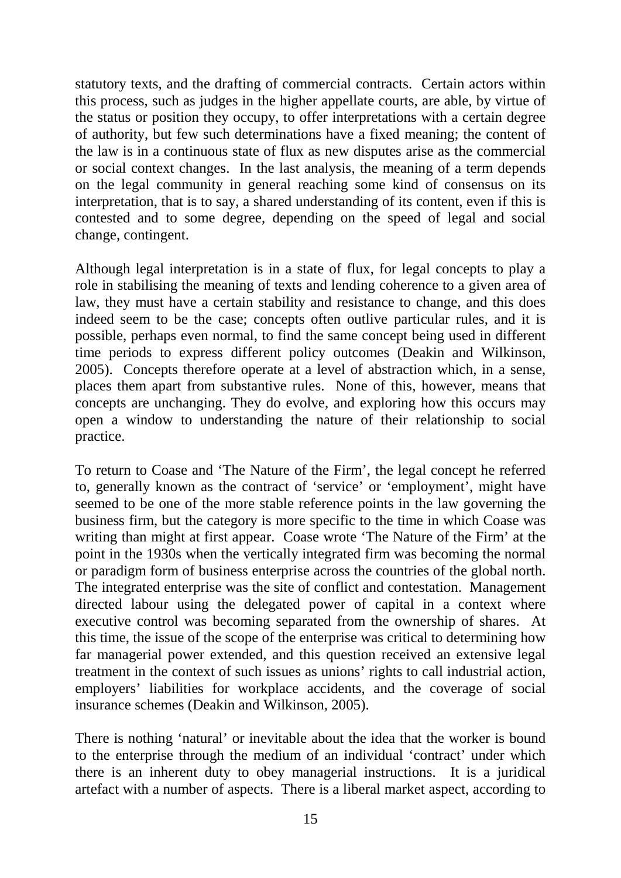statutory texts, and the drafting of commercial contracts. Certain actors within this process, such as judges in the higher appellate courts, are able, by virtue of the status or position they occupy, to offer interpretations with a certain degree of authority, but few such determinations have a fixed meaning; the content of the law is in a continuous state of flux as new disputes arise as the commercial or social context changes. In the last analysis, the meaning of a term depends on the legal community in general reaching some kind of consensus on its interpretation, that is to say, a shared understanding of its content, even if this is contested and to some degree, depending on the speed of legal and social change, contingent.

Although legal interpretation is in a state of flux, for legal concepts to play a role in stabilising the meaning of texts and lending coherence to a given area of law, they must have a certain stability and resistance to change, and this does indeed seem to be the case; concepts often outlive particular rules, and it is possible, perhaps even normal, to find the same concept being used in different time periods to express different policy outcomes (Deakin and Wilkinson, 2005). Concepts therefore operate at a level of abstraction which, in a sense, places them apart from substantive rules. None of this, however, means that concepts are unchanging. They do evolve, and exploring how this occurs may open a window to understanding the nature of their relationship to social practice.

To return to Coase and 'The Nature of the Firm', the legal concept he referred to, generally known as the contract of 'service' or 'employment', might have seemed to be one of the more stable reference points in the law governing the business firm, but the category is more specific to the time in which Coase was writing than might at first appear. Coase wrote 'The Nature of the Firm' at the point in the 1930s when the vertically integrated firm was becoming the normal or paradigm form of business enterprise across the countries of the global north. The integrated enterprise was the site of conflict and contestation. Management directed labour using the delegated power of capital in a context where executive control was becoming separated from the ownership of shares. At this time, the issue of the scope of the enterprise was critical to determining how far managerial power extended, and this question received an extensive legal treatment in the context of such issues as unions' rights to call industrial action, employers' liabilities for workplace accidents, and the coverage of social insurance schemes (Deakin and Wilkinson, 2005).

There is nothing 'natural' or inevitable about the idea that the worker is bound to the enterprise through the medium of an individual 'contract' under which there is an inherent duty to obey managerial instructions. It is a juridical artefact with a number of aspects. There is a liberal market aspect, according to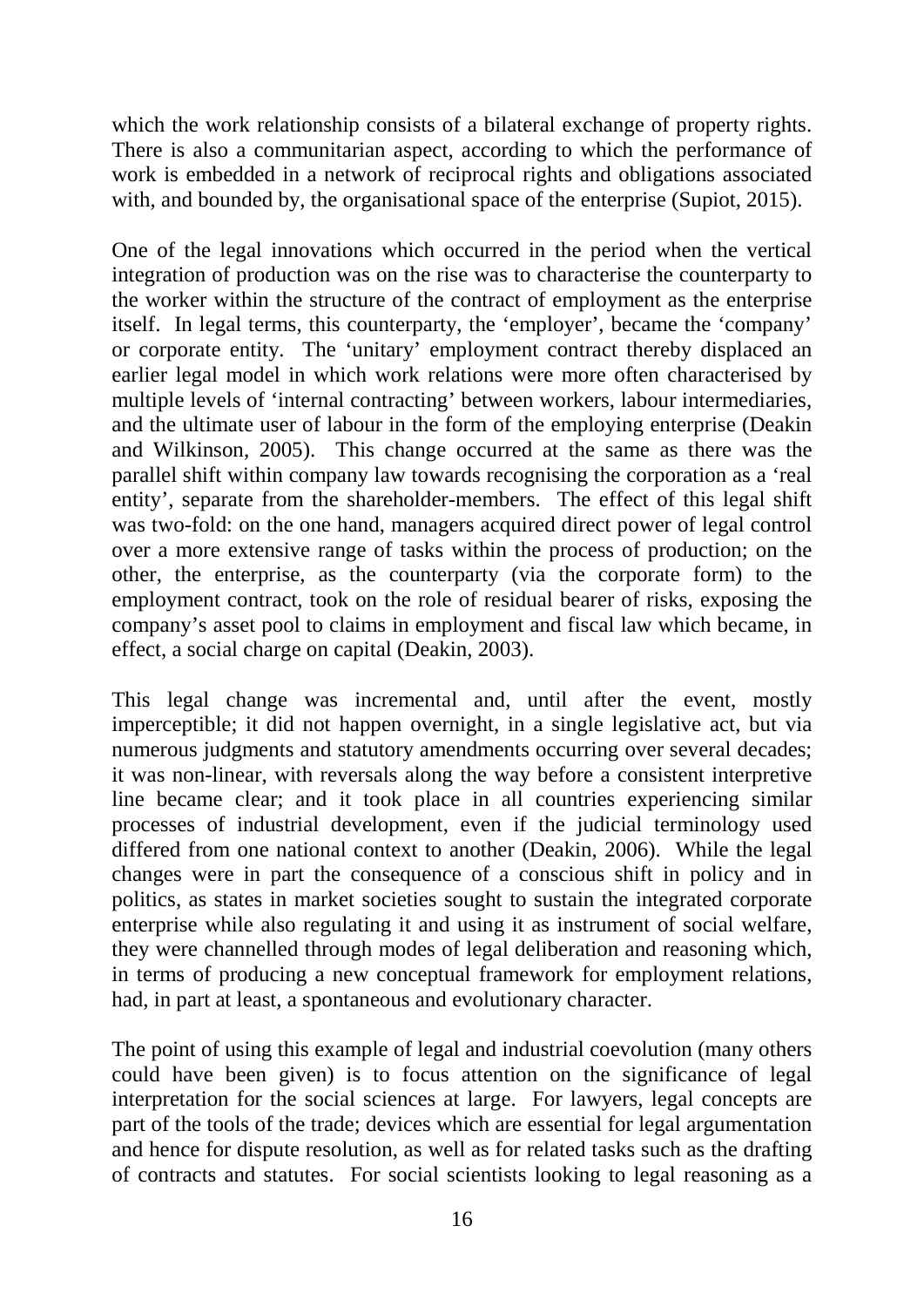which the work relationship consists of a bilateral exchange of property rights. There is also a communitarian aspect, according to which the performance of work is embedded in a network of reciprocal rights and obligations associated with, and bounded by, the organisational space of the enterprise (Supiot, 2015).

One of the legal innovations which occurred in the period when the vertical integration of production was on the rise was to characterise the counterparty to the worker within the structure of the contract of employment as the enterprise itself. In legal terms, this counterparty, the 'employer', became the 'company' or corporate entity. The 'unitary' employment contract thereby displaced an earlier legal model in which work relations were more often characterised by multiple levels of 'internal contracting' between workers, labour intermediaries, and the ultimate user of labour in the form of the employing enterprise (Deakin and Wilkinson, 2005). This change occurred at the same as there was the parallel shift within company law towards recognising the corporation as a 'real entity', separate from the shareholder-members. The effect of this legal shift was two-fold: on the one hand, managers acquired direct power of legal control over a more extensive range of tasks within the process of production; on the other, the enterprise, as the counterparty (via the corporate form) to the employment contract, took on the role of residual bearer of risks, exposing the company's asset pool to claims in employment and fiscal law which became, in effect, a social charge on capital (Deakin, 2003).

This legal change was incremental and, until after the event, mostly imperceptible; it did not happen overnight, in a single legislative act, but via numerous judgments and statutory amendments occurring over several decades; it was non-linear, with reversals along the way before a consistent interpretive line became clear; and it took place in all countries experiencing similar processes of industrial development, even if the judicial terminology used differed from one national context to another (Deakin, 2006). While the legal changes were in part the consequence of a conscious shift in policy and in politics, as states in market societies sought to sustain the integrated corporate enterprise while also regulating it and using it as instrument of social welfare, they were channelled through modes of legal deliberation and reasoning which, in terms of producing a new conceptual framework for employment relations, had, in part at least, a spontaneous and evolutionary character.

The point of using this example of legal and industrial coevolution (many others could have been given) is to focus attention on the significance of legal interpretation for the social sciences at large. For lawyers, legal concepts are part of the tools of the trade; devices which are essential for legal argumentation and hence for dispute resolution, as well as for related tasks such as the drafting of contracts and statutes. For social scientists looking to legal reasoning as a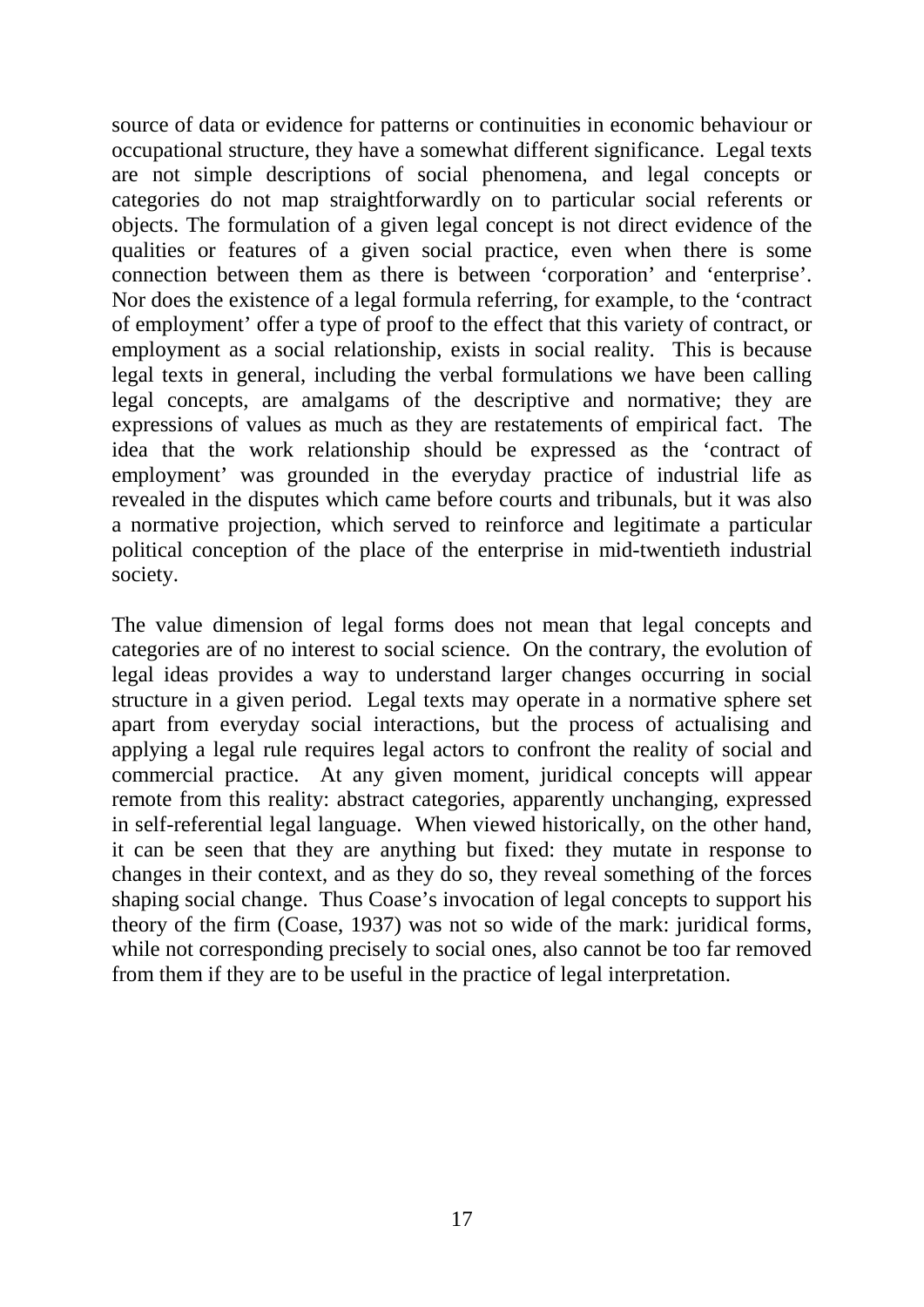source of data or evidence for patterns or continuities in economic behaviour or occupational structure, they have a somewhat different significance. Legal texts are not simple descriptions of social phenomena, and legal concepts or categories do not map straightforwardly on to particular social referents or objects. The formulation of a given legal concept is not direct evidence of the qualities or features of a given social practice, even when there is some connection between them as there is between 'corporation' and 'enterprise'. Nor does the existence of a legal formula referring, for example, to the 'contract of employment' offer a type of proof to the effect that this variety of contract, or employment as a social relationship, exists in social reality. This is because legal texts in general, including the verbal formulations we have been calling legal concepts, are amalgams of the descriptive and normative; they are expressions of values as much as they are restatements of empirical fact. The idea that the work relationship should be expressed as the 'contract of employment' was grounded in the everyday practice of industrial life as revealed in the disputes which came before courts and tribunals, but it was also a normative projection, which served to reinforce and legitimate a particular political conception of the place of the enterprise in mid-twentieth industrial society.

The value dimension of legal forms does not mean that legal concepts and categories are of no interest to social science. On the contrary, the evolution of legal ideas provides a way to understand larger changes occurring in social structure in a given period. Legal texts may operate in a normative sphere set apart from everyday social interactions, but the process of actualising and applying a legal rule requires legal actors to confront the reality of social and commercial practice. At any given moment, juridical concepts will appear remote from this reality: abstract categories, apparently unchanging, expressed in self-referential legal language. When viewed historically, on the other hand, it can be seen that they are anything but fixed: they mutate in response to changes in their context, and as they do so, they reveal something of the forces shaping social change. Thus Coase's invocation of legal concepts to support his theory of the firm (Coase, 1937) was not so wide of the mark: juridical forms, while not corresponding precisely to social ones, also cannot be too far removed from them if they are to be useful in the practice of legal interpretation.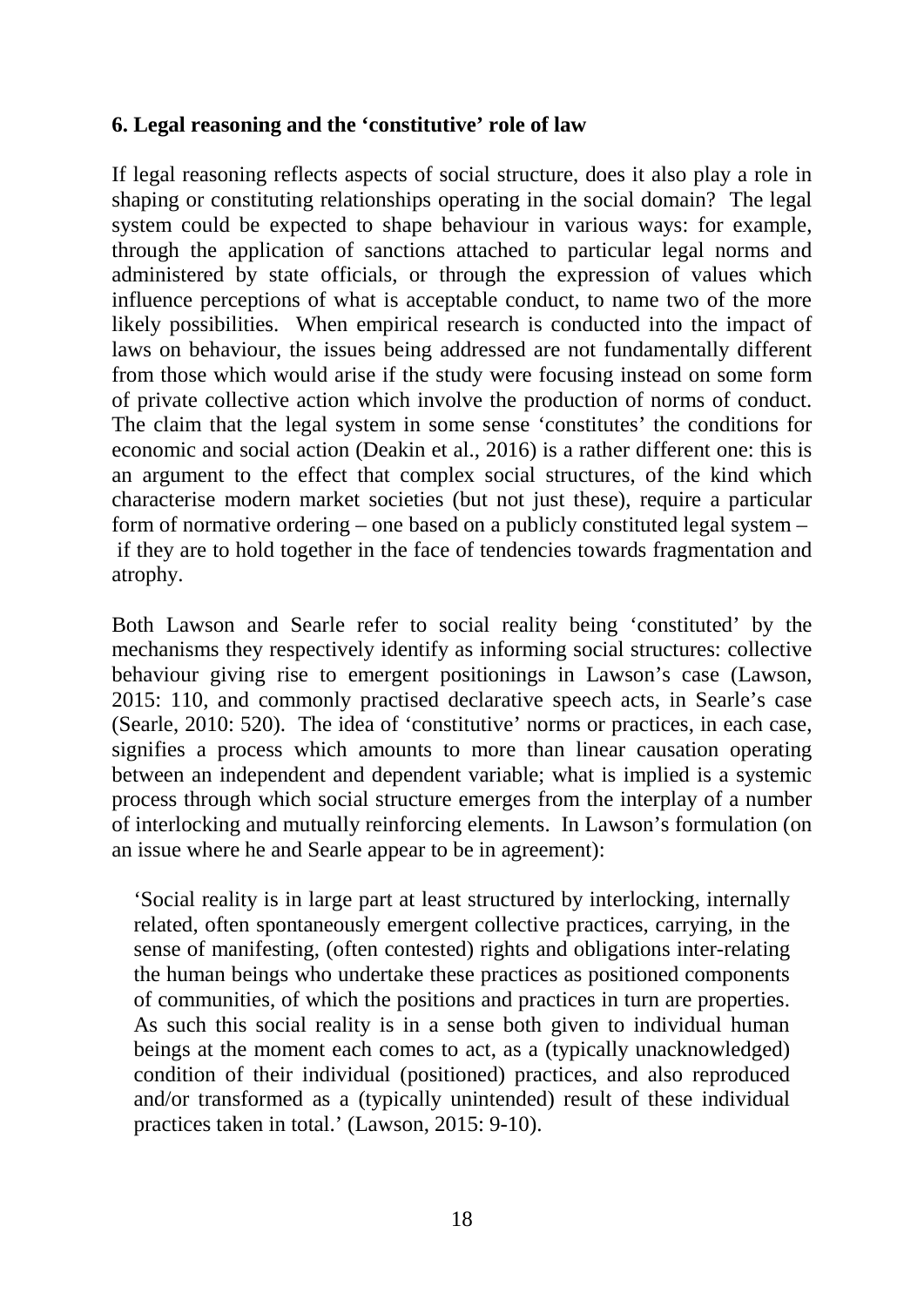**6. Legal reasoning and the 'constitutive' role of law**

If legal reasoning reflects aspects of social structure, does it also play a role in shaping or constituting relationships operating in the social domain? The legal system could be expected to shape behaviour in various ways: for example, through the application of sanctions attached to particular legal norms and administered by state officials, or through the expression of values which influence perceptions of what is acceptable conduct, to name two of the more likely possibilities. When empirical research is conducted into the impact of laws on behaviour, the issues being addressed are not fundamentally different from those which would arise if the study were focusing instead on some form of private collective action which involve the production of norms of conduct. The claim that the legal system in some sense 'constitutes' the conditions for economic and social action (Deakin et al., 2016) is a rather different one: this is an argument to the effect that complex social structures, of the kind which characterise modern market societies (but not just these), require a particular form of normative ordering – one based on a publicly constituted legal system – if they are to hold together in the face of tendencies towards fragmentation and atrophy.

Both Lawson and Searle refer to social reality being 'constituted' by the mechanisms they respectively identify as informing social structures: collective behaviour giving rise to emergent positionings in Lawson's case (Lawson, 2015: 110, and commonly practised declarative speech acts, in Searle's case (Searle, 2010: 520). The idea of 'constitutive' norms or practices, in each case, signifies a process which amounts to more than linear causation operating between an independent and dependent variable; what is implied is a systemic process through which social structure emerges from the interplay of a number of interlocking and mutually reinforcing elements. In Lawson's formulation (on an issue where he and Searle appear to be in agreement):

> 'Social reality is in large part at least structured by interlocking, internally related, often spontaneously emergent collective practices, carrying, in the sense of manifesting, (often contested) rights and obligations inter-relating the human beings who undertake these practices as positioned components of communities, of which the positions and practices in turn are properties. As such this social reality is in a sense both given to individual human beings at the moment each comes to act, as a (typically unacknowledged) condition of their individual (positioned) practices, and also reproduced and/or transformed as a (typically unintended) result of these individual practices taken in total.' (Lawson, 2015: 9-10).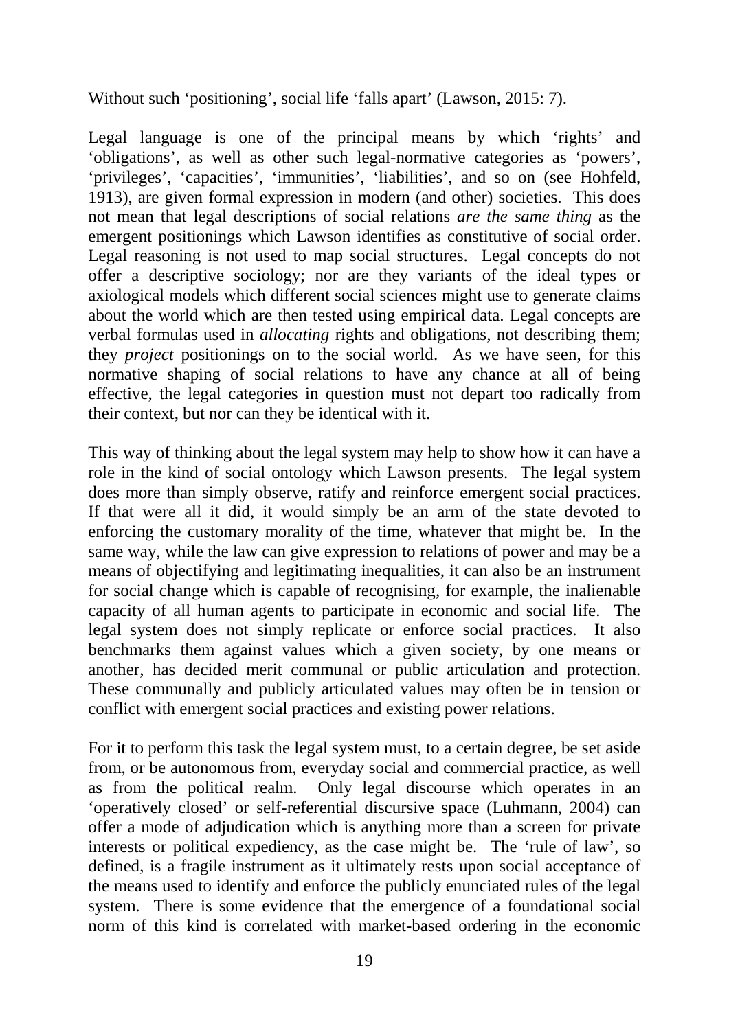Without such 'positioning', social life 'falls apart' (Lawson, 2015: 7).

Legal language is one of the principal means by which 'rights' and 'obligations', as well as other such legal-normative categories as 'powers', 'privileges', 'capacities', 'immunities', 'liabilities', and so on (see Hohfeld, 1913), are given formal expression in modern (and other) societies. This does not mean that legal descriptions of social relations *are the same thing* as the emergent positionings which Lawson identifies as constitutive of social order. Legal reasoning is not used to map social structures. Legal concepts do not offer a descriptive sociology; nor are they variants of the ideal types or axiological models which different social sciences might use to generate claims about the world which are then tested using empirical data. Legal concepts are verbal formulas used in *allocating* rights and obligations, not describing them; they *project* positionings on to the social world. As we have seen, for this normative shaping of social relations to have any chance at all of being effective, the legal categories in question must not depart too radically from their context, but nor can they be identical with it.

This way of thinking about the legal system may help to show how it can have a role in the kind of social ontology which Lawson presents. The legal system does more than simply observe, ratify and reinforce emergent social practices. If that were all it did, it would simply be an arm of the state devoted to enforcing the customary morality of the time, whatever that might be. In the same way, while the law can give expression to relations of power and may be a means of objectifying and legitimating inequalities, it can also be an instrument for social change which is capable of recognising, for example, the inalienable capacity of all human agents to participate in economic and social life. The legal system does not simply replicate or enforce social practices. It also benchmarks them against values which a given society, by one means or another, has decided merit communal or public articulation and protection. These communally and publicly articulated values may often be in tension or conflict with emergent social practices and existing power relations.

For it to perform this task the legal system must, to a certain degree, be set aside from, or be autonomous from, everyday social and commercial practice, as well as from the political realm. Only legal discourse which operates in an 'operatively closed' or self-referential discursive space (Luhmann, 2004) can offer a mode of adjudication which is anything more than a screen for private interests or political expediency, as the case might be. The 'rule of law', so defined, is a fragile instrument as it ultimately rests upon social acceptance of the means used to identify and enforce the publicly enunciated rules of the legal system. There is some evidence that the emergence of a foundational social norm of this kind is correlated with market-based ordering in the economic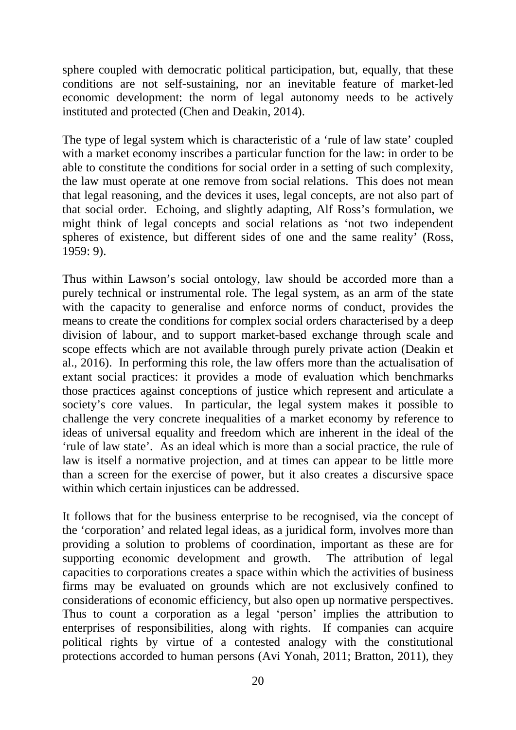sphere coupled with democratic political participation, but, equally, that these conditions are not self-sustaining, nor an inevitable feature of market-led economic development: the norm of legal autonomy needs to be actively instituted and protected (Chen and Deakin, 2014).

The type of legal system which is characteristic of a 'rule of law state' coupled with a market economy inscribes a particular function for the law: in order to be able to constitute the conditions for social order in a setting of such complexity, the law must operate at one remove from social relations. This does not mean that legal reasoning, and the devices it uses, legal concepts, are not also part of that social order. Echoing, and slightly adapting, Alf Ross's formulation, we might think of legal concepts and social relations as 'not two independent spheres of existence, but different sides of one and the same reality' (Ross, 1959: 9).

Thus within Lawson's social ontology, law should be accorded more than a purely technical or instrumental role. The legal system, as an arm of the state with the capacity to generalise and enforce norms of conduct, provides the means to create the conditions for complex social orders characterised by a deep division of labour, and to support market-based exchange through scale and scope effects which are not available through purely private action (Deakin et al., 2016). In performing this role, the law offers more than the actualisation of extant social practices: it provides a mode of evaluation which benchmarks those practices against conceptions of justice which represent and articulate a society's core values. In particular, the legal system makes it possible to challenge the very concrete inequalities of a market economy by reference to ideas of universal equality and freedom which are inherent in the ideal of the 'rule of law state'. As an ideal which is more than a social practice, the rule of law is itself a normative projection, and at times can appear to be little more than a screen for the exercise of power, but it also creates a discursive space within which certain injustices can be addressed.

It follows that for the business enterprise to be recognised, via the concept of the 'corporation' and related legal ideas, as a juridical form, involves more than providing a solution to problems of coordination, important as these are for supporting economic development and growth. The attribution of legal capacities to corporations creates a space within which the activities of business firms may be evaluated on grounds which are not exclusively confined to considerations of economic efficiency, but also open up normative perspectives. Thus to count a corporation as a legal 'person' implies the attribution to enterprises of responsibilities, along with rights. If companies can acquire political rights by virtue of a contested analogy with the constitutional protections accorded to human persons (Avi Yonah, 2011; Bratton, 2011), they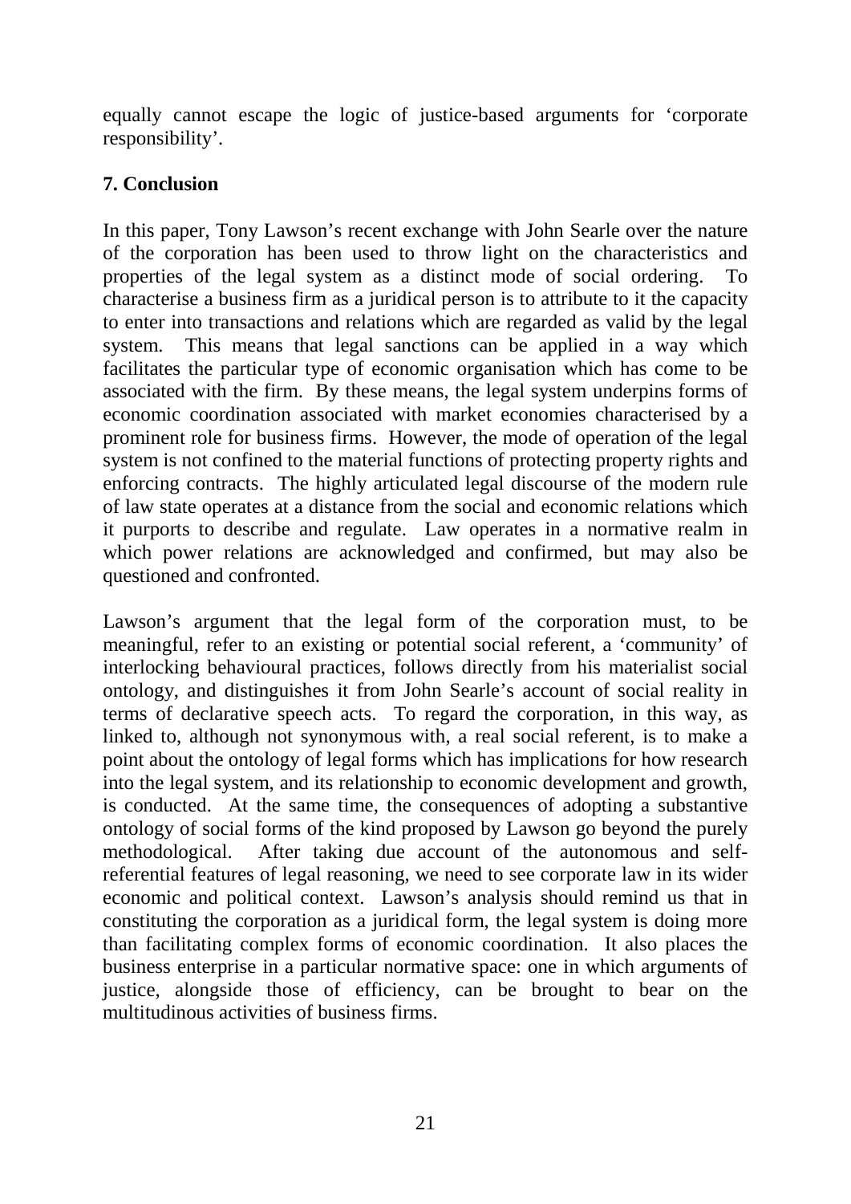equally cannot escape the logic of justice-based arguments for 'corporate responsibility'.

## 7. Conclusion

In this paper, Tony Lawson's recent exchange with John Searle over the nature of the corporation has been used to throw light on the characteristics and properties of the legal system as a distinct mode of social ordering. To characterise a business firm as a juridical person is to attribute to it the capacity to enter into transactions and relations which are regarded as valid by the legal system. This means that legal sanctions can be applied in a way which facilitates the particular type of economic organisation which has come to be associated with the firm. By these means, the legal system underpins forms of economic coordination associated with market economies characterised by a prominent role for business firms. However, the mode of operation of the legal system is not confined to the material functions of protecting property rights and enforcing contracts. The highly articulated legal discourse of the modern rule of law state operates at a distance from the social and economic relations which it purports to describe and regulate. Law operates in a normative realm in which power relations are acknowledged and confirmed, but may also be questioned and confronted.

Lawson's argument that the legal form of the corporation must, to be meaningful, refer to an existing or potential social referent, a 'community' of interlocking behavioural practices, follows directly from his materialist social ontology, and distinguishes it from John Searle's account of social reality in terms of declarative speech acts. To regard the corporation, in this way, as linked to, although not synonymous with, a real social referent, is to make a point about the ontology of legal forms which has implications for how research into the legal system, and its relationship to economic development and growth, is conducted. At the same time, the consequences of adopting a substantive ontology of social forms of the kind proposed by Lawson go beyond the purely methodological. After taking due account of the autonomous and self-referential features of legal reasoning, we need to see corporate law in its wider economic and political context. Lawson's analysis should remind us that in constituting the corporation as a juridical form, the legal system is doing more than facilitating complex forms of economic coordination. It also places the business enterprise in a particular normative space: one in which arguments of justice, alongside those of efficiency, can be brought to bear on the multitudinous activities of business firms.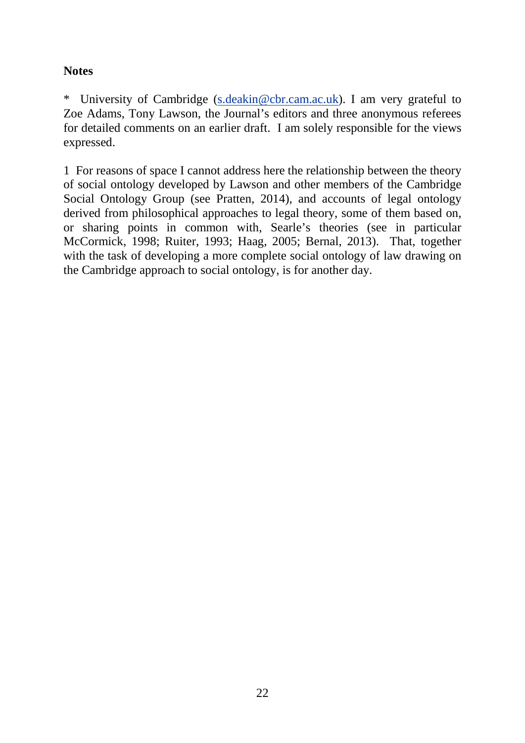**Notes**

* University of Cambridge ([s.deakin@cbr.cam.ac.uk](mailto:s.deakin@cbr.cam.ac.uk)). I am very grateful to Zoe Adams, Tony Lawson, the Journal's editors and three anonymous referees for detailed comments on an earlier draft. I am solely responsible for the views expressed.

1 For reasons of space I cannot address here the relationship between the theory of social ontology developed by Lawson and other members of the Cambridge Social Ontology Group (see Pratten, 2014), and accounts of legal ontology derived from philosophical approaches to legal theory, some of them based on, or sharing points in common with, Searle's theories (see in particular McCormick, 1998; Ruiter, 1993; Haag, 2005; Bernal, 2013). That, together with the task of developing a more complete social ontology of law drawing on the Cambridge approach to social ontology, is for another day.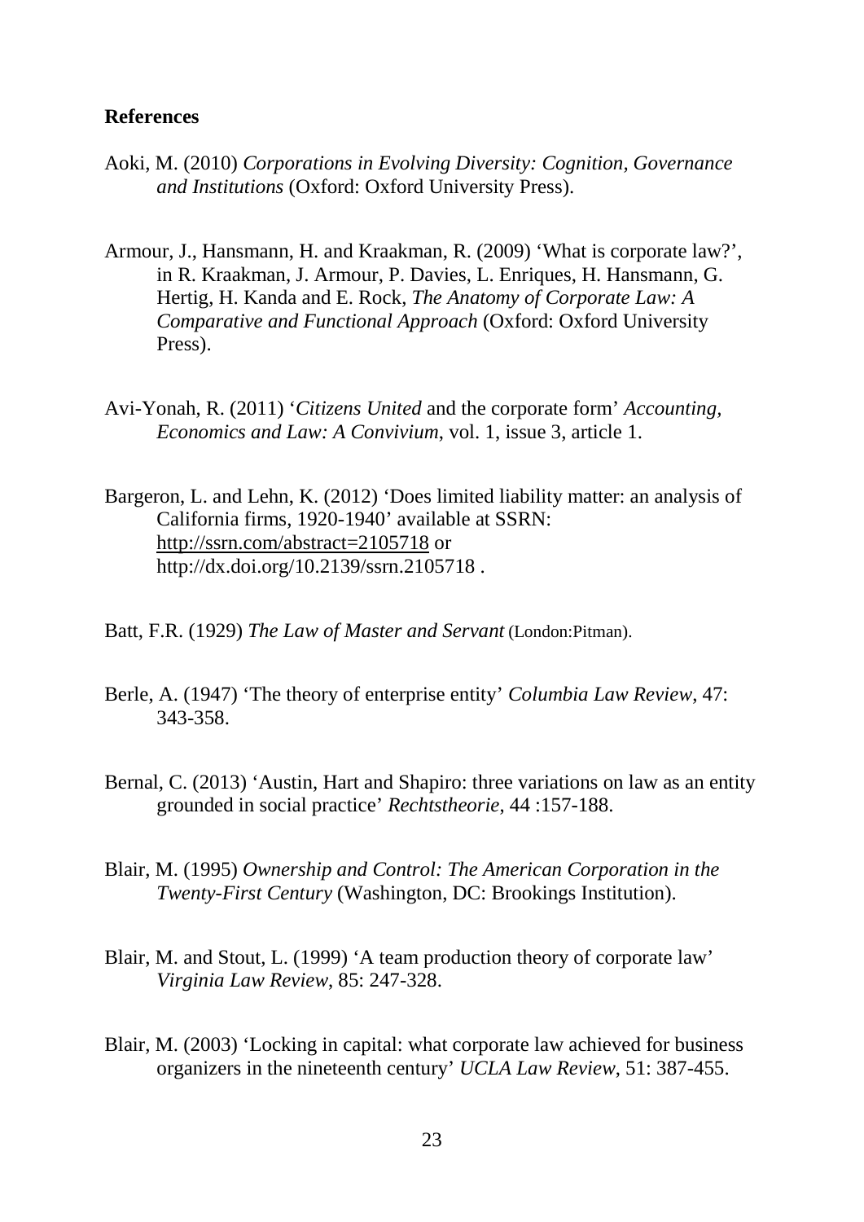## References

Aoki, M. (2010) *Corporations in Evolving Diversity: Cognition, Governance and Institutions* (Oxford: Oxford University Press).

Armour, J., Hansmann, H. and Kraakman, R. (2009) 'What is corporate law?', in R. Kraakman, J. Armour, P. Davies, L. Enriques, H. Hansmann, G. Hertig, H. Kanda and E. Rock, *The Anatomy of Corporate Law: A Comparative and Functional Approach* (Oxford: Oxford University Press).

Avi-Yonah, R. (2011) '*Citizens United* and the corporate form' *Accounting, Economics and Law: A Convivium*, vol. 1, issue 3, article 1.

Bargeron, L. and Lehn, K. (2012) 'Does limited liability matter: an analysis of California firms, 1920-1940' available at SSRN: http://ssrn.com/abstract=2105718 or http://dx.doi.org/10.2139/ssrn.2105718 .

Batt, F.R. (1929) *The Law of Master and Servant* (London:Pitman).

Berle, A. (1947) 'The theory of enterprise entity' *Columbia Law Review*, 47: 343-358.

Bernal, C. (2013) 'Austin, Hart and Shapiro: three variations on law as an entity grounded in social practice' *Rechtstheorie*, 44 :157-188.

Blair, M. (1995) *Ownership and Control: The American Corporation in the Twenty-First Century* (Washington, DC: Brookings Institution).

Blair, M. and Stout, L. (1999) 'A team production theory of corporate law' *Virginia Law Review*, 85: 247-328.

Blair, M. (2003) 'Locking in capital: what corporate law achieved for business organizers in the nineteenth century' *UCLA Law Review*, 51: 387-455.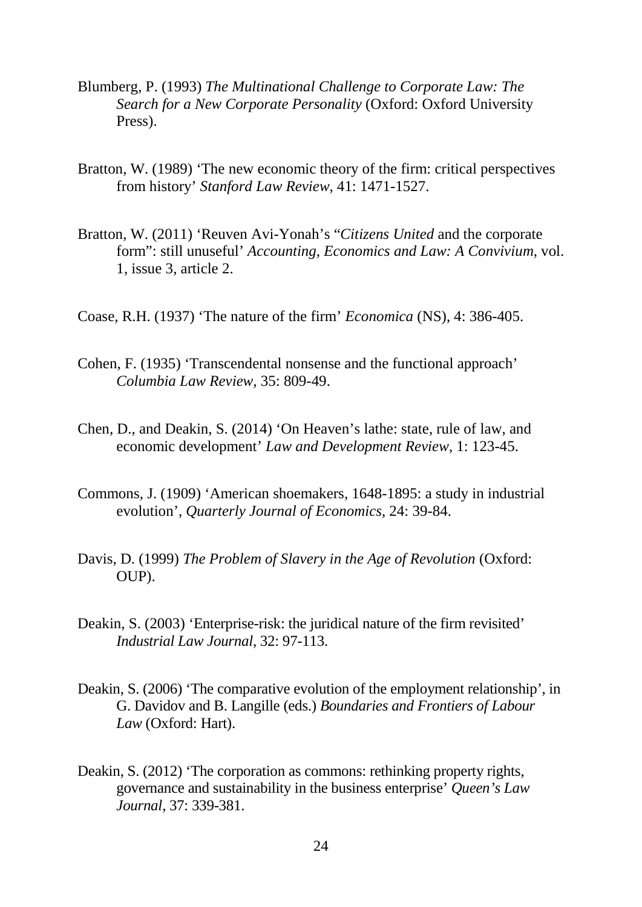Blumberg, P. (1993) *The Multinational Challenge to Corporate Law: The Search for a New Corporate Personality* (Oxford: Oxford University Press).

Bratton, W. (1989) 'The new economic theory of the firm: critical perspectives from history' *Stanford Law Review*, 41: 1471-1527.

Bratton, W. (2011) 'Reuven Avi-Yonah's "*Citizens United* and the corporate form": still unuseful' *Accounting, Economics and Law: A Convivium*, vol. 1, issue 3, article 2.

Coase, R.H. (1937) 'The nature of the firm' *Economica* (NS), 4: 386-405.

Cohen, F. (1935) 'Transcendental nonsense and the functional approach' *Columbia Law Review*, 35: 809-49.

Chen, D., and Deakin, S. (2014) 'On Heaven's lathe: state, rule of law, and economic development' *Law and Development Review*, 1: 123-45.

Commons, J. (1909) 'American shoemakers, 1648-1895: a study in industrial evolution', *Quarterly Journal of Economics*, 24: 39-84.

Davis, D. (1999) *The Problem of Slavery in the Age of Revolution* (Oxford: OUP).

Deakin, S. (2003) 'Enterprise-risk: the juridical nature of the firm revisited' *Industrial Law Journal*, 32: 97-113.

Deakin, S. (2006) 'The comparative evolution of the employment relationship', in G. Davidov and B. Langille (eds.) *Boundaries and Frontiers of Labour Law* (Oxford: Hart).

Deakin, S. (2012) 'The corporation as commons: rethinking property rights, governance and sustainability in the business enterprise' *Queen's Law Journal*, 37: 339-381.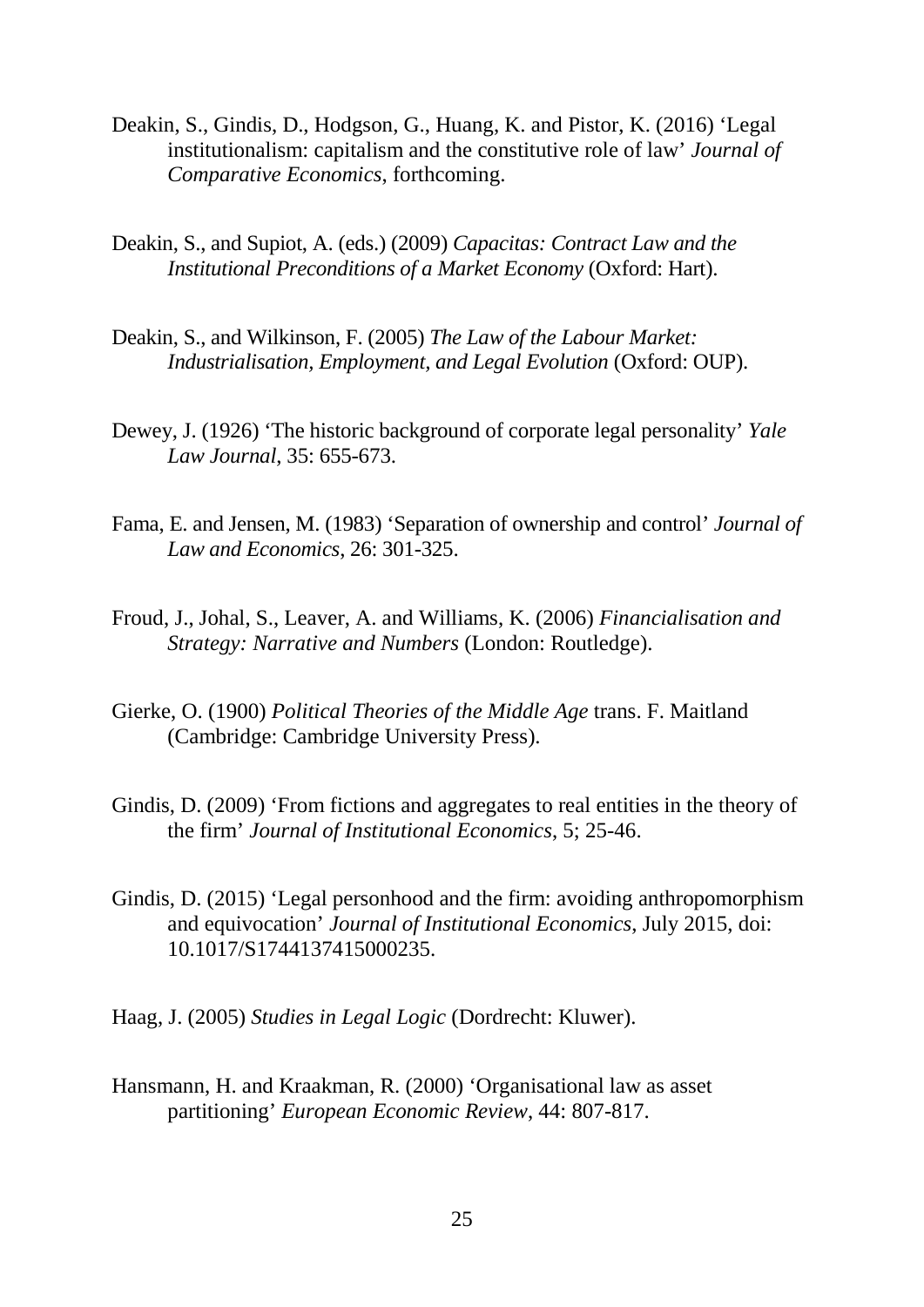Deakin, S., Gindis, D., Hodgson, G., Huang, K. and Pistor, K. (2016) 'Legal institutionalism: capitalism and the constitutive role of law' *Journal of Comparative Economics*, forthcoming.

Deakin, S., and Supiot, A. (eds.) (2009) *Capacitas: Contract Law and the Institutional Preconditions of a Market Economy* (Oxford: Hart).

Deakin, S., and Wilkinson, F. (2005) *The Law of the Labour Market: Industrialisation, Employment, and Legal Evolution* (Oxford: OUP).

Dewey, J. (1926) 'The historic background of corporate legal personality' *Yale Law Journal*, 35: 655-673.

Fama, E. and Jensen, M. (1983) 'Separation of ownership and control' *Journal of Law and Economics*, 26: 301-325.

Froud, J., Johal, S., Leaver, A. and Williams, K. (2006) *Financialisation and Strategy: Narrative and Numbers* (London: Routledge).

Gierke, O. (1900) *Political Theories of the Middle Age* trans. F. Maitland (Cambridge: Cambridge University Press).

Gindis, D. (2009) 'From fictions and aggregates to real entities in the theory of the firm' *Journal of Institutional Economics*, 5; 25-46.

Gindis, D. (2015) 'Legal personhood and the firm: avoiding anthropomorphism and equivocation' *Journal of Institutional Economics*, July 2015, doi: 10.1017/S1744137415000235.

Haag, J. (2005) *Studies in Legal Logic* (Dordrecht: Kluwer).

Hansmann, H. and Kraakman, R. (2000) 'Organisational law as asset partitioning' *European Economic Review*, 44: 807-817.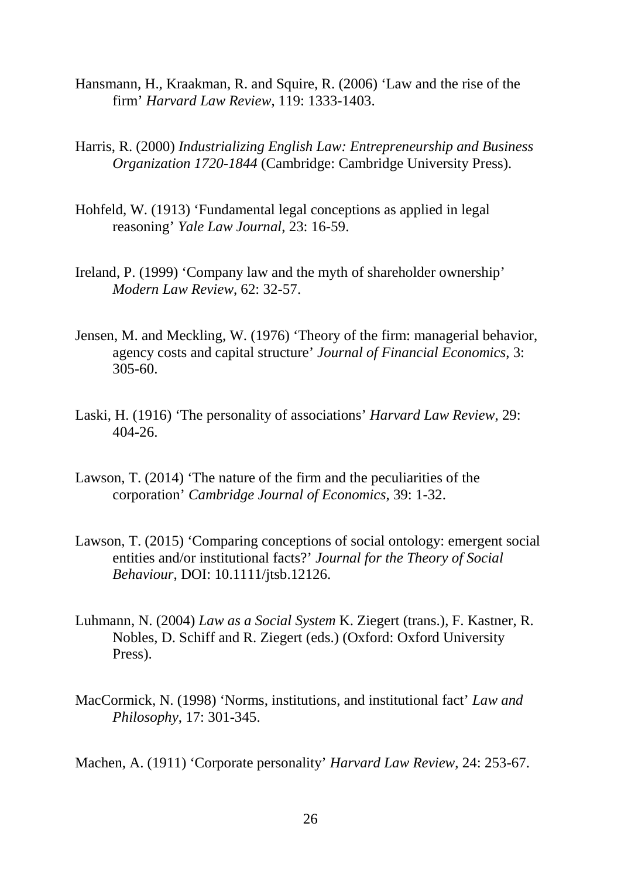Hansmann, H., Kraakman, R. and Squire, R. (2006) 'Law and the rise of the firm' *Harvard Law Review*, 119: 1333-1403.

Harris, R. (2000) *Industrializing English Law: Entrepreneurship and Business Organization 1720-1844* (Cambridge: Cambridge University Press).

Hohfeld, W. (1913) 'Fundamental legal conceptions as applied in legal reasoning' *Yale Law Journal*, 23: 16-59.

Ireland, P. (1999) 'Company law and the myth of shareholder ownership' *Modern Law Review*, 62: 32-57.

Jensen, M. and Meckling, W. (1976) 'Theory of the firm: managerial behavior, agency costs and capital structure' *Journal of Financial Economics*, 3: 305-60.

Laski, H. (1916) 'The personality of associations' *Harvard Law Review*, 29: 404-26.

Lawson, T. (2014) 'The nature of the firm and the peculiarities of the corporation' *Cambridge Journal of Economics*, 39: 1-32.

Lawson, T. (2015) 'Comparing conceptions of social ontology: emergent social entities and/or institutional facts?' *Journal for the Theory of Social Behaviour*, DOI: 10.1111/jtsb.12126.

Luhmann, N. (2004) *Law as a Social System* K. Ziegert (trans.), F. Kastner, R. Nobles, D. Schiff and R. Ziegert (eds.) (Oxford: Oxford University Press).

MacCormick, N. (1998) 'Norms, institutions, and institutional fact' *Law and Philosophy*, 17: 301-345.

Machen, A. (1911) 'Corporate personality' *Harvard Law Review*, 24: 253-67.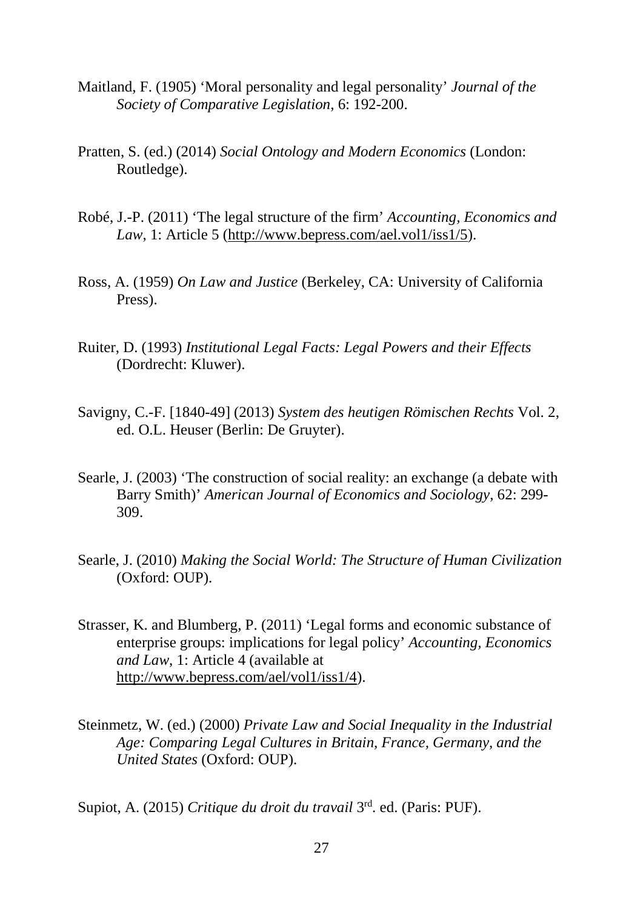Maitland, F. (1905) 'Moral personality and legal personality' *Journal of the Society of Comparative Legislation*, 6: 192-200.

Pratten, S. (ed.) (2014) *Social Ontology and Modern Economics* (London: Routledge).

Robé, J.-P. (2011) 'The legal structure of the firm' *Accounting, Economics and Law*, 1: Article 5 (http://www.bepress.com/ael.vol1/iss1/5).

Ross, A. (1959) *On Law and Justice* (Berkeley, CA: University of California Press).

Ruiter, D. (1993) *Institutional Legal Facts: Legal Powers and their Effects* (Dordrecht: Kluwer).

Savigny, C.-F. [1840-49] (2013) *System des heutigen Römischen Rechts* Vol. 2, ed. O.L. Heuser (Berlin: De Gruyter).

Searle, J. (2003) 'The construction of social reality: an exchange (a debate with Barry Smith)' *American Journal of Economics and Sociology*, 62: 299-309.

Searle, J. (2010) *Making the Social World: The Structure of Human Civilization* (Oxford: OUP).

Strasser, K. and Blumberg, P. (2011) 'Legal forms and economic substance of enterprise groups: implications for legal policy' *Accounting, Economics and Law*, 1: Article 4 (available at http://www.bepress.com/ael/vol1/iss1/4).

Steinmetz, W. (ed.) (2000) *Private Law and Social Inequality in the Industrial Age: Comparing Legal Cultures in Britain, France, Germany, and the United States* (Oxford: OUP).

Supiot, A. (2015) *Critique du droit du travail* 3rd. ed. (Paris: PUF).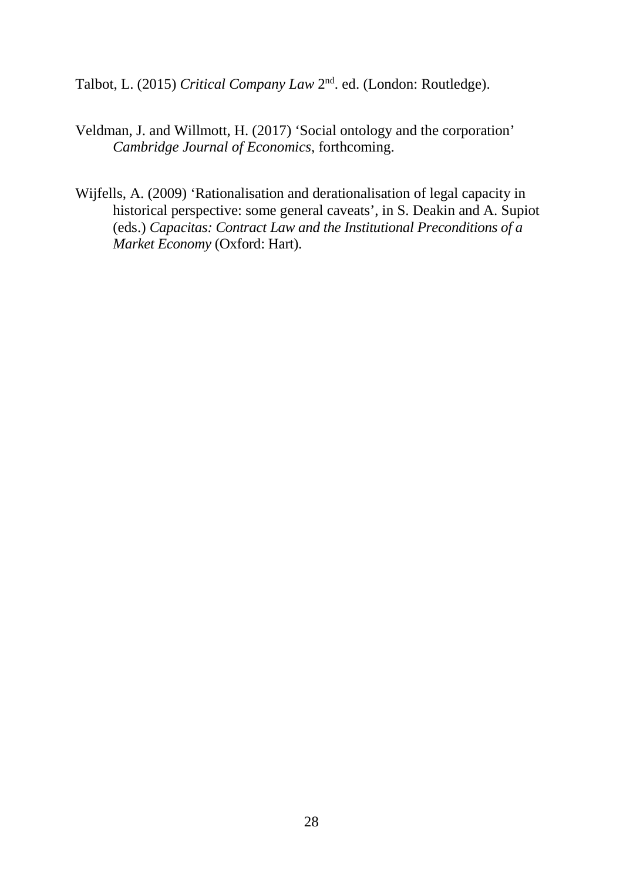Talbot, L. (2015) *Critical Company Law* 2nd. ed. (London: Routledge).

Veldman, J. and Willmott, H. (2017) 'Social ontology and the corporation' *Cambridge Journal of Economics*, forthcoming.

Wijfells, A. (2009) 'Rationalisation and derationalisation of legal capacity in historical perspective: some general caveats', in S. Deakin and A. Supiot (eds.) *Capacitas: Contract Law and the Institutional Preconditions of a Market Economy* (Oxford: Hart).